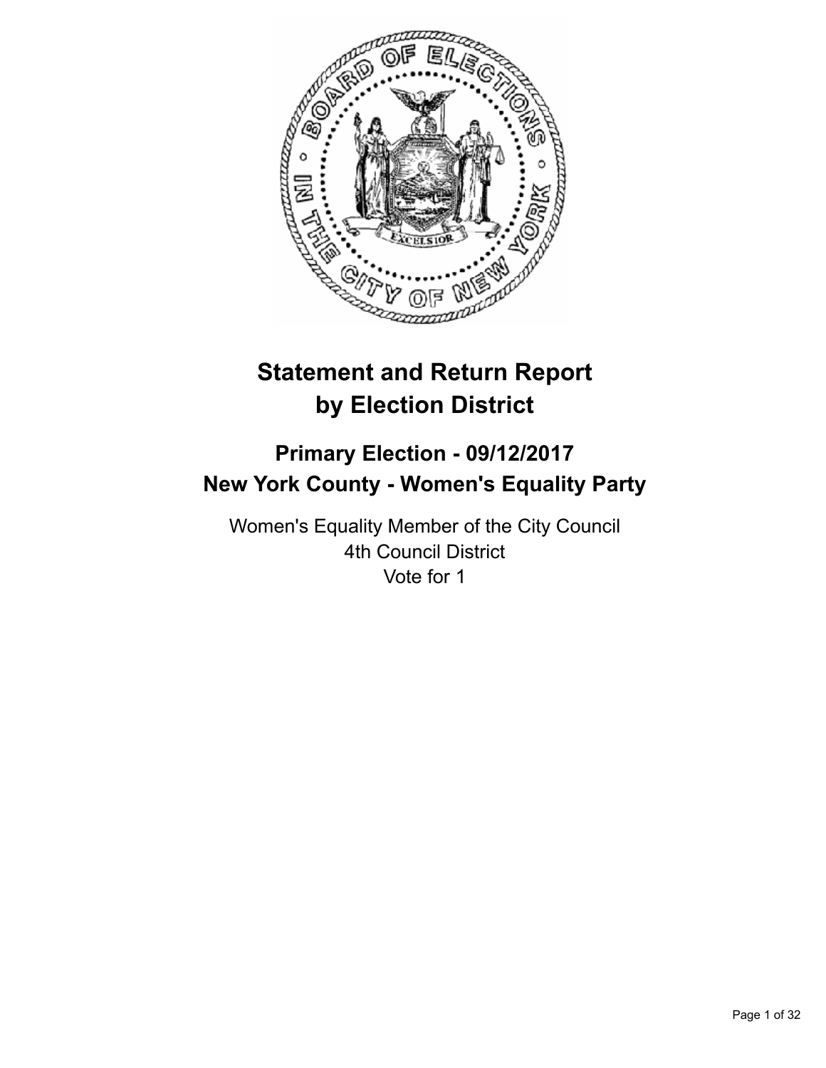# Statement and Return Report by Election District

## Primary Election - 09/12/2017
## New York County - Women's Equality Party

Women's Equality Member of the City Council
4th Council District
Vote for 1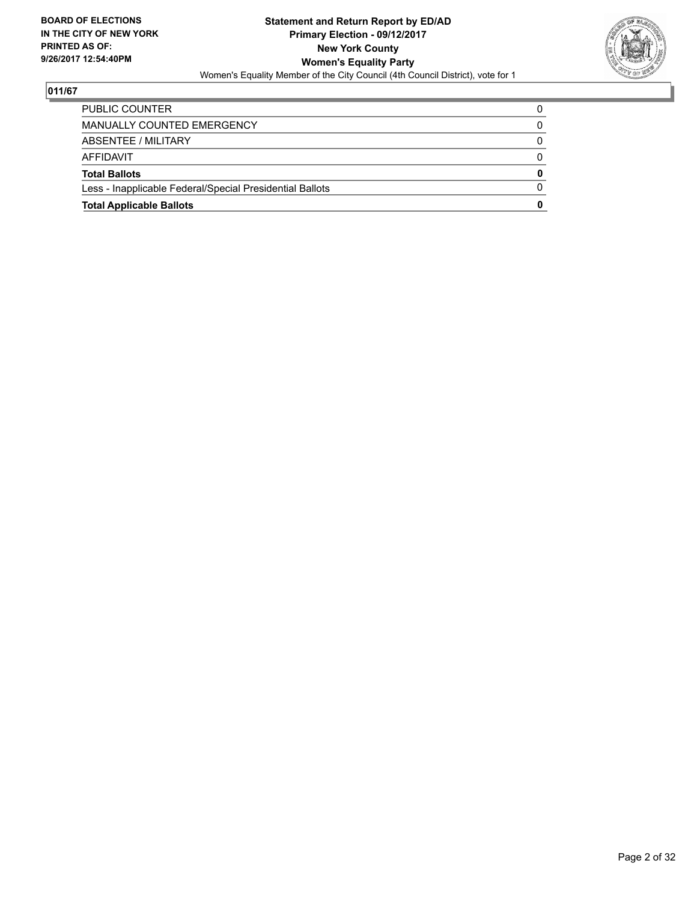**BOARD OF ELECTIONS IN THE CITY OF NEW YORK PRINTED AS OF: 9/26/2017 12:54:40PM**

**Statement and Return Report by ED/AD**
**Primary Election - 09/12/2017**
**New York County**
**Women's Equality Party**
Women's Equality Member of the City Council (4th Council District), vote for 1

## 011/67

| | |
|---|---|
| PUBLIC COUNTER | 0 |
| MANUALLY COUNTED EMERGENCY | 0 |
| ABSENTEE / MILITARY | 0 |
| AFFIDAVIT | 0 |
| **Total Ballots** | **0** |
| Less - Inapplicable Federal/Special Presidential Ballots | 0 |
| **Total Applicable Ballots** | **0** |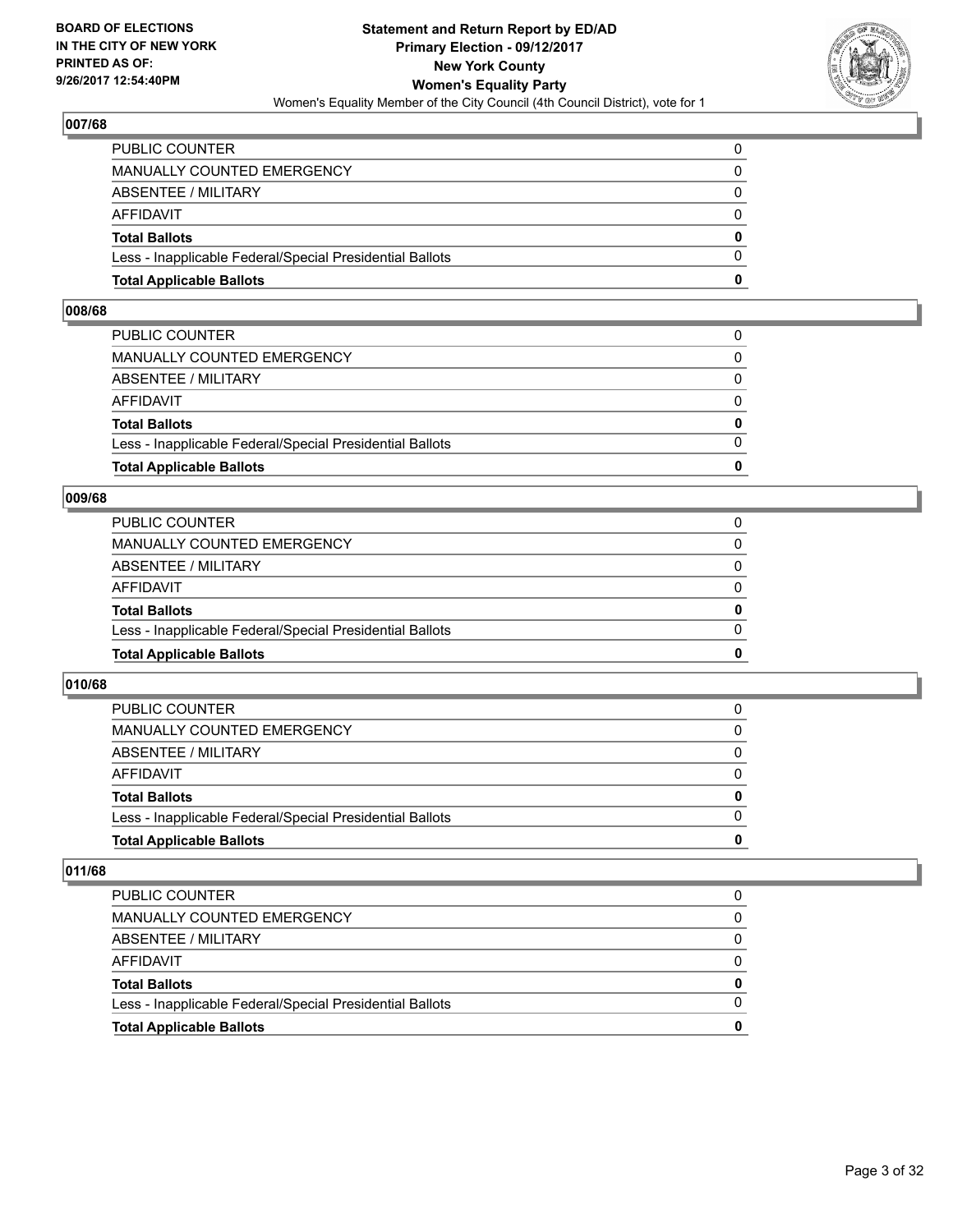## 007/68

| | |
|---|---|
| PUBLIC COUNTER | 0 |
| MANUALLY COUNTED EMERGENCY | 0 |
| ABSENTEE / MILITARY | 0 |
| AFFIDAVIT | 0 |
| **Total Ballots** | **0** |
| Less - Inapplicable Federal/Special Presidential Ballots | 0 |
| **Total Applicable Ballots** | **0** |

## 008/68

| | |
|---|---|
| PUBLIC COUNTER | 0 |
| MANUALLY COUNTED EMERGENCY | 0 |
| ABSENTEE / MILITARY | 0 |
| AFFIDAVIT | 0 |
| **Total Ballots** | **0** |
| Less - Inapplicable Federal/Special Presidential Ballots | 0 |
| **Total Applicable Ballots** | **0** |

## 009/68

| | |
|---|---|
| PUBLIC COUNTER | 0 |
| MANUALLY COUNTED EMERGENCY | 0 |
| ABSENTEE / MILITARY | 0 |
| AFFIDAVIT | 0 |
| **Total Ballots** | **0** |
| Less - Inapplicable Federal/Special Presidential Ballots | 0 |
| **Total Applicable Ballots** | **0** |

## 010/68

| | |
|---|---|
| PUBLIC COUNTER | 0 |
| MANUALLY COUNTED EMERGENCY | 0 |
| ABSENTEE / MILITARY | 0 |
| AFFIDAVIT | 0 |
| **Total Ballots** | **0** |
| Less - Inapplicable Federal/Special Presidential Ballots | 0 |
| **Total Applicable Ballots** | **0** |

## 011/68

| | |
|---|---|
| PUBLIC COUNTER | 0 |
| MANUALLY COUNTED EMERGENCY | 0 |
| ABSENTEE / MILITARY | 0 |
| AFFIDAVIT | 0 |
| **Total Ballots** | **0** |
| Less - Inapplicable Federal/Special Presidential Ballots | 0 |
| **Total Applicable Ballots** | **0** |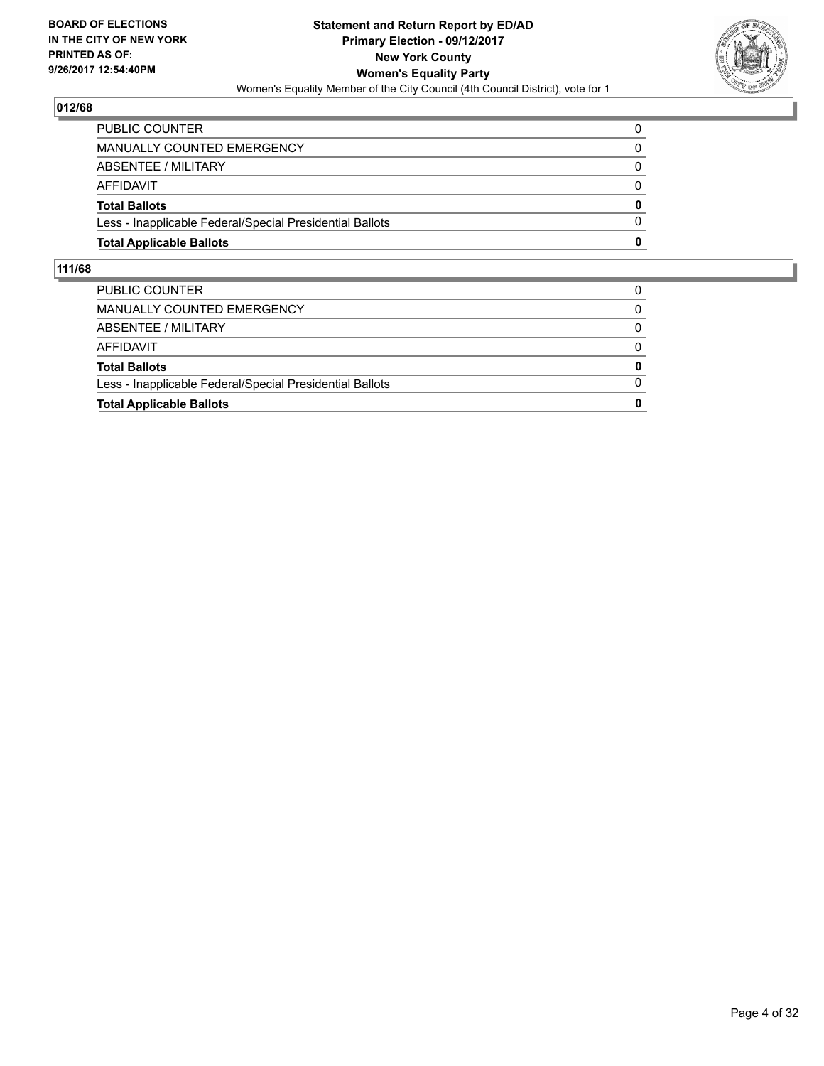## 012/68

| | |
|---|---|
| PUBLIC COUNTER | 0 |
| MANUALLY COUNTED EMERGENCY | 0 |
| ABSENTEE / MILITARY | 0 |
| AFFIDAVIT | 0 |
| **Total Ballots** | **0** |
| Less - Inapplicable Federal/Special Presidential Ballots | 0 |
| **Total Applicable Ballots** | **0** |

## 111/68

| | |
|---|---|
| PUBLIC COUNTER | 0 |
| MANUALLY COUNTED EMERGENCY | 0 |
| ABSENTEE / MILITARY | 0 |
| AFFIDAVIT | 0 |
| **Total Ballots** | **0** |
| Less - Inapplicable Federal/Special Presidential Ballots | 0 |
| **Total Applicable Ballots** | **0** |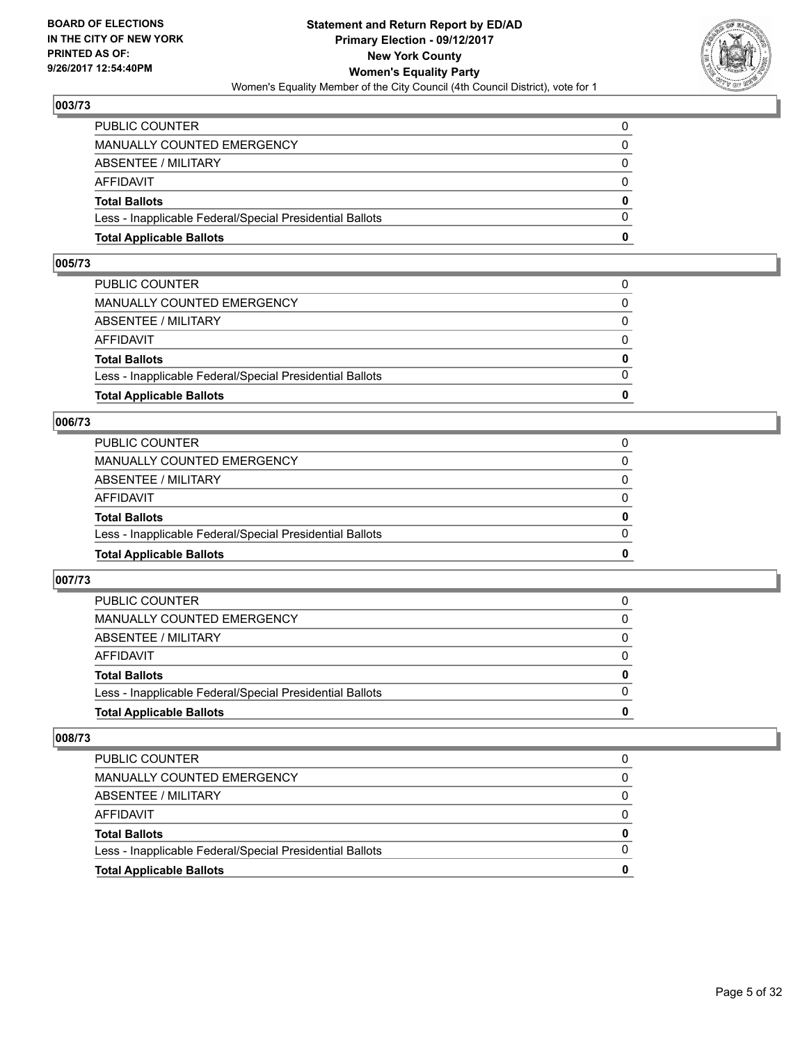BOARD OF ELECTIONS
IN THE CITY OF NEW YORK
PRINTED AS OF:
9/26/2017 12:54:40PM

**Statement and Return Report by ED/AD**
**Primary Election - 09/12/2017**
**New York County**
**Women's Equality Party**
Women's Equality Member of the City Council (4th Council District), vote for 1

## 003/73

| | |
|---|---|
| PUBLIC COUNTER | 0 |
| MANUALLY COUNTED EMERGENCY | 0 |
| ABSENTEE / MILITARY | 0 |
| AFFIDAVIT | 0 |
| **Total Ballots** | **0** |
| Less - Inapplicable Federal/Special Presidential Ballots | 0 |
| **Total Applicable Ballots** | **0** |

## 005/73

| | |
|---|---|
| PUBLIC COUNTER | 0 |
| MANUALLY COUNTED EMERGENCY | 0 |
| ABSENTEE / MILITARY | 0 |
| AFFIDAVIT | 0 |
| **Total Ballots** | **0** |
| Less - Inapplicable Federal/Special Presidential Ballots | 0 |
| **Total Applicable Ballots** | **0** |

## 006/73

| | |
|---|---|
| PUBLIC COUNTER | 0 |
| MANUALLY COUNTED EMERGENCY | 0 |
| ABSENTEE / MILITARY | 0 |
| AFFIDAVIT | 0 |
| **Total Ballots** | **0** |
| Less - Inapplicable Federal/Special Presidential Ballots | 0 |
| **Total Applicable Ballots** | **0** |

## 007/73

| | |
|---|---|
| PUBLIC COUNTER | 0 |
| MANUALLY COUNTED EMERGENCY | 0 |
| ABSENTEE / MILITARY | 0 |
| AFFIDAVIT | 0 |
| **Total Ballots** | **0** |
| Less - Inapplicable Federal/Special Presidential Ballots | 0 |
| **Total Applicable Ballots** | **0** |

## 008/73

| | |
|---|---|
| PUBLIC COUNTER | 0 |
| MANUALLY COUNTED EMERGENCY | 0 |
| ABSENTEE / MILITARY | 0 |
| AFFIDAVIT | 0 |
| **Total Ballots** | **0** |
| Less - Inapplicable Federal/Special Presidential Ballots | 0 |
| **Total Applicable Ballots** | **0** |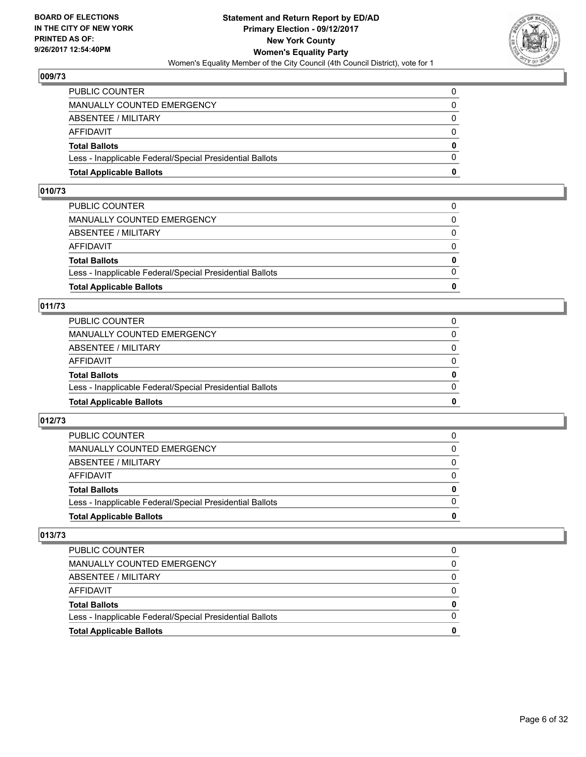**BOARD OF ELECTIONS IN THE CITY OF NEW YORK PRINTED AS OF: 9/26/2017 12:54:40PM**

**Statement and Return Report by ED/AD Primary Election - 09/12/2017 New York County Women's Equality Party**

Women's Equality Member of the City Council (4th Council District), vote for 1

## 009/73

| | |
|---|---|
| PUBLIC COUNTER | 0 |
| MANUALLY COUNTED EMERGENCY | 0 |
| ABSENTEE / MILITARY | 0 |
| AFFIDAVIT | 0 |
| **Total Ballots** | **0** |
| Less - Inapplicable Federal/Special Presidential Ballots | 0 |
| **Total Applicable Ballots** | **0** |

## 010/73

| | |
|---|---|
| PUBLIC COUNTER | 0 |
| MANUALLY COUNTED EMERGENCY | 0 |
| ABSENTEE / MILITARY | 0 |
| AFFIDAVIT | 0 |
| **Total Ballots** | **0** |
| Less - Inapplicable Federal/Special Presidential Ballots | 0 |
| **Total Applicable Ballots** | **0** |

## 011/73

| | |
|---|---|
| PUBLIC COUNTER | 0 |
| MANUALLY COUNTED EMERGENCY | 0 |
| ABSENTEE / MILITARY | 0 |
| AFFIDAVIT | 0 |
| **Total Ballots** | **0** |
| Less - Inapplicable Federal/Special Presidential Ballots | 0 |
| **Total Applicable Ballots** | **0** |

## 012/73

| | |
|---|---|
| PUBLIC COUNTER | 0 |
| MANUALLY COUNTED EMERGENCY | 0 |
| ABSENTEE / MILITARY | 0 |
| AFFIDAVIT | 0 |
| **Total Ballots** | **0** |
| Less - Inapplicable Federal/Special Presidential Ballots | 0 |
| **Total Applicable Ballots** | **0** |

## 013/73

| | |
|---|---|
| PUBLIC COUNTER | 0 |
| MANUALLY COUNTED EMERGENCY | 0 |
| ABSENTEE / MILITARY | 0 |
| AFFIDAVIT | 0 |
| **Total Ballots** | **0** |
| Less - Inapplicable Federal/Special Presidential Ballots | 0 |
| **Total Applicable Ballots** | **0** |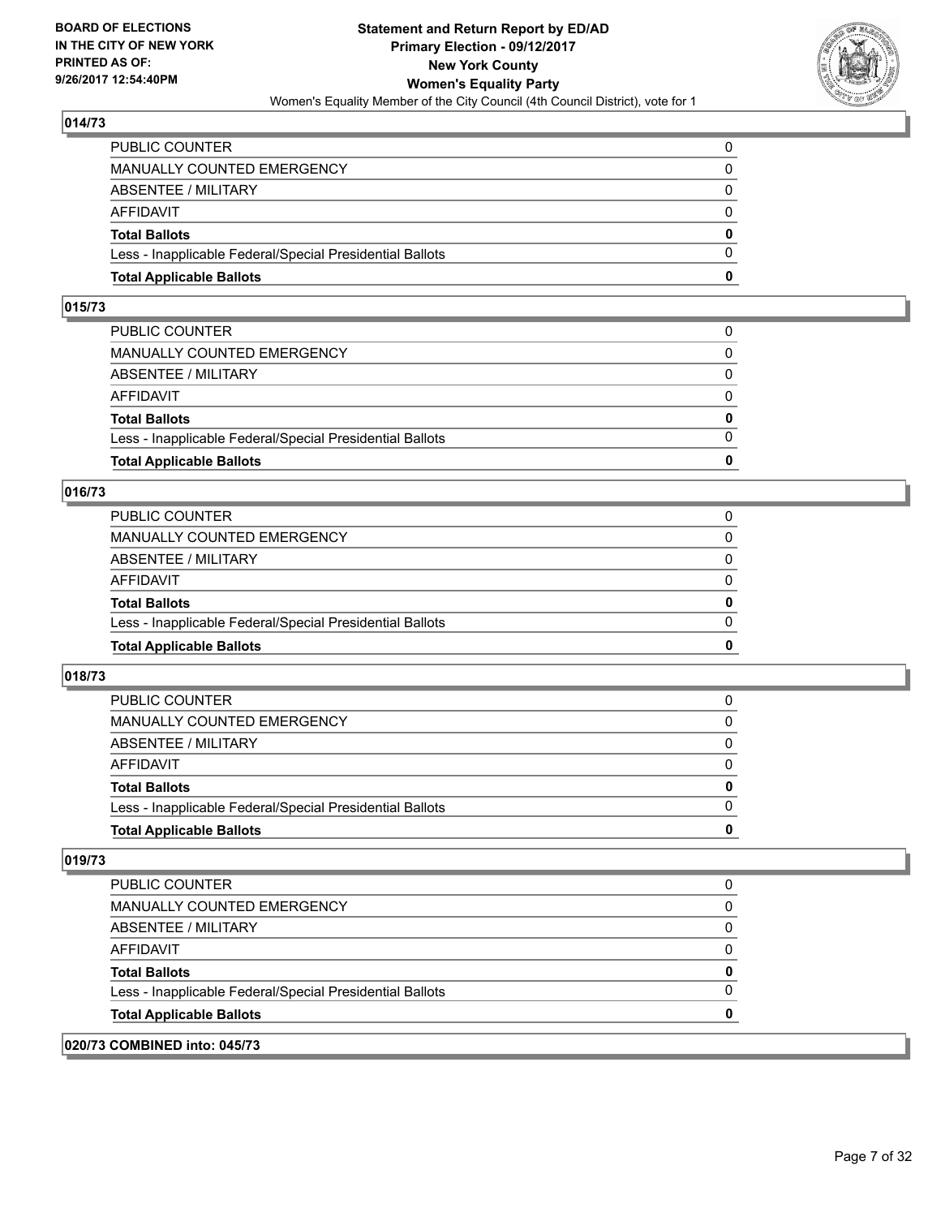## 014/73

| | |
|---|---|
| PUBLIC COUNTER | 0 |
| MANUALLY COUNTED EMERGENCY | 0 |
| ABSENTEE / MILITARY | 0 |
| AFFIDAVIT | 0 |
| **Total Ballots** | **0** |
| Less - Inapplicable Federal/Special Presidential Ballots | 0 |
| **Total Applicable Ballots** | **0** |

## 015/73

| | |
|---|---|
| PUBLIC COUNTER | 0 |
| MANUALLY COUNTED EMERGENCY | 0 |
| ABSENTEE / MILITARY | 0 |
| AFFIDAVIT | 0 |
| **Total Ballots** | **0** |
| Less - Inapplicable Federal/Special Presidential Ballots | 0 |
| **Total Applicable Ballots** | **0** |

## 016/73

| | |
|---|---|
| PUBLIC COUNTER | 0 |
| MANUALLY COUNTED EMERGENCY | 0 |
| ABSENTEE / MILITARY | 0 |
| AFFIDAVIT | 0 |
| **Total Ballots** | **0** |
| Less - Inapplicable Federal/Special Presidential Ballots | 0 |
| **Total Applicable Ballots** | **0** |

## 018/73

| | |
|---|---|
| PUBLIC COUNTER | 0 |
| MANUALLY COUNTED EMERGENCY | 0 |
| ABSENTEE / MILITARY | 0 |
| AFFIDAVIT | 0 |
| **Total Ballots** | **0** |
| Less - Inapplicable Federal/Special Presidential Ballots | 0 |
| **Total Applicable Ballots** | **0** |

## 019/73

| | |
|---|---|
| PUBLIC COUNTER | 0 |
| MANUALLY COUNTED EMERGENCY | 0 |
| ABSENTEE / MILITARY | 0 |
| AFFIDAVIT | 0 |
| **Total Ballots** | **0** |
| Less - Inapplicable Federal/Special Presidential Ballots | 0 |
| **Total Applicable Ballots** | **0** |

## 020/73 COMBINED into: 045/73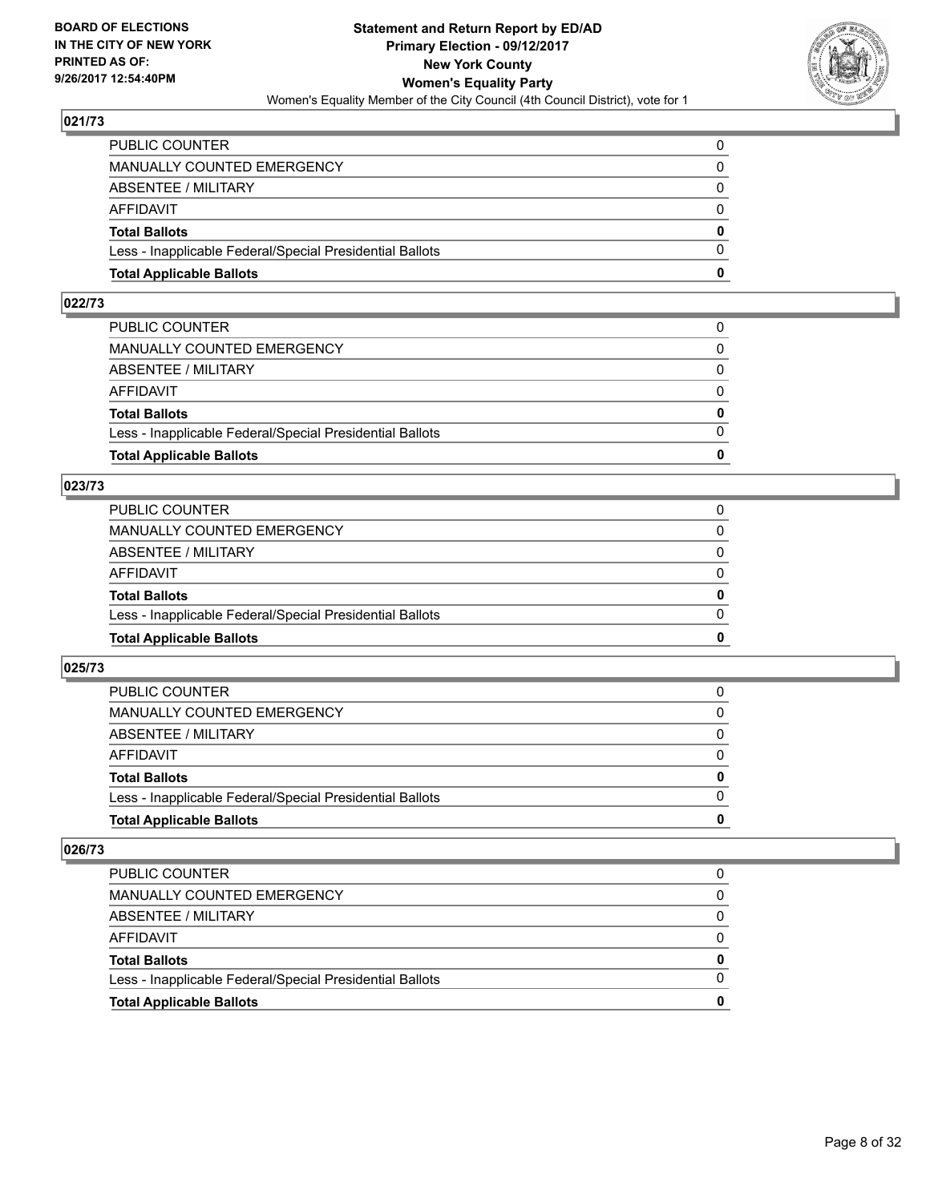## 021/73

| | |
|---|---|
| PUBLIC COUNTER | 0 |
| MANUALLY COUNTED EMERGENCY | 0 |
| ABSENTEE / MILITARY | 0 |
| AFFIDAVIT | 0 |
| **Total Ballots** | **0** |
| Less - Inapplicable Federal/Special Presidential Ballots | 0 |
| **Total Applicable Ballots** | **0** |

## 022/73

| | |
|---|---|
| PUBLIC COUNTER | 0 |
| MANUALLY COUNTED EMERGENCY | 0 |
| ABSENTEE / MILITARY | 0 |
| AFFIDAVIT | 0 |
| **Total Ballots** | **0** |
| Less - Inapplicable Federal/Special Presidential Ballots | 0 |
| **Total Applicable Ballots** | **0** |

## 023/73

| | |
|---|---|
| PUBLIC COUNTER | 0 |
| MANUALLY COUNTED EMERGENCY | 0 |
| ABSENTEE / MILITARY | 0 |
| AFFIDAVIT | 0 |
| **Total Ballots** | **0** |
| Less - Inapplicable Federal/Special Presidential Ballots | 0 |
| **Total Applicable Ballots** | **0** |

## 025/73

| | |
|---|---|
| PUBLIC COUNTER | 0 |
| MANUALLY COUNTED EMERGENCY | 0 |
| ABSENTEE / MILITARY | 0 |
| AFFIDAVIT | 0 |
| **Total Ballots** | **0** |
| Less - Inapplicable Federal/Special Presidential Ballots | 0 |
| **Total Applicable Ballots** | **0** |

## 026/73

| | |
|---|---|
| PUBLIC COUNTER | 0 |
| MANUALLY COUNTED EMERGENCY | 0 |
| ABSENTEE / MILITARY | 0 |
| AFFIDAVIT | 0 |
| **Total Ballots** | **0** |
| Less - Inapplicable Federal/Special Presidential Ballots | 0 |
| **Total Applicable Ballots** | **0** |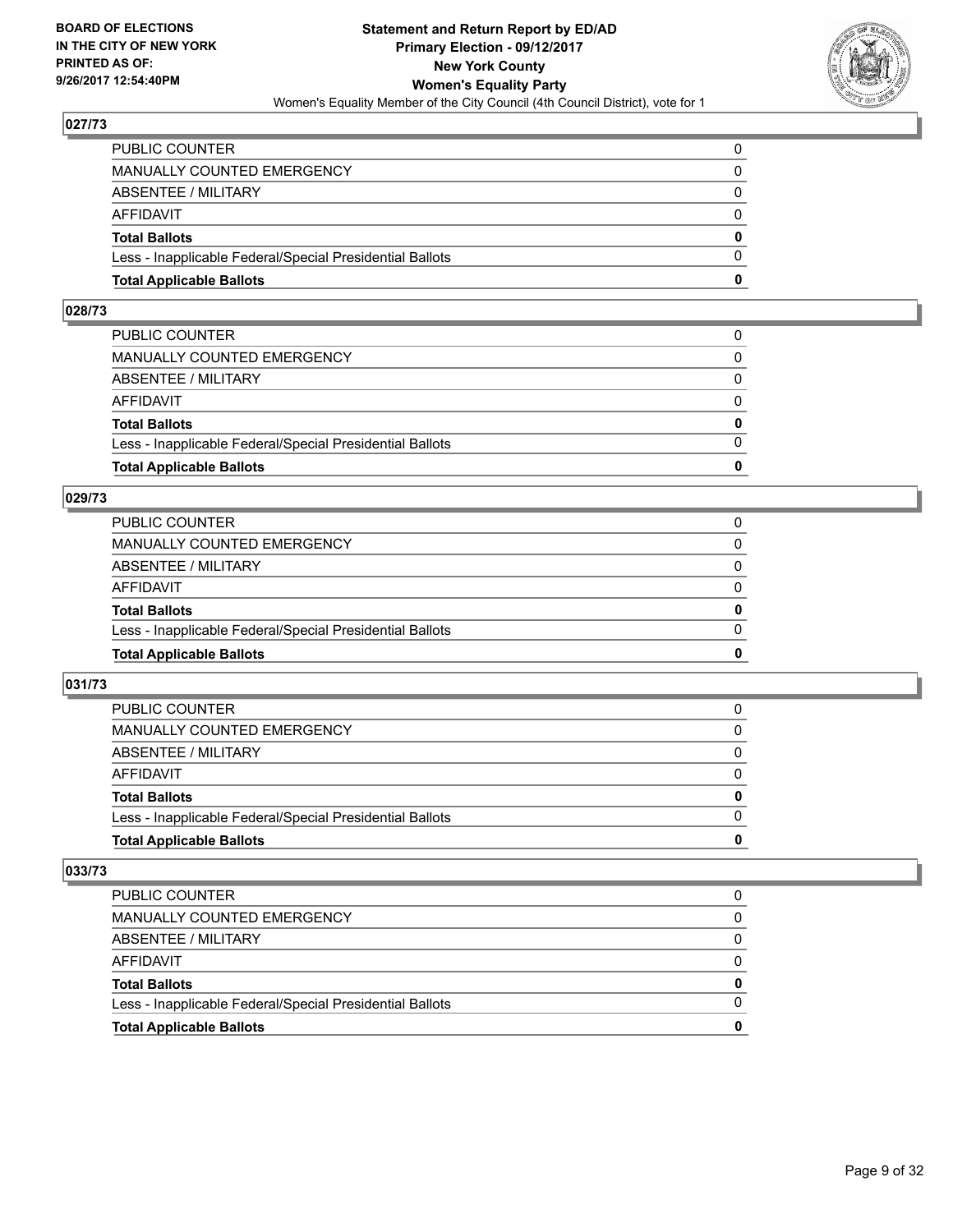**BOARD OF ELECTIONS IN THE CITY OF NEW YORK PRINTED AS OF: 9/26/2017 12:54:40PM**

**Statement and Return Report by ED/AD Primary Election - 09/12/2017 New York County Women's Equality Party**

Women's Equality Member of the City Council (4th Council District), vote for 1

### 027/73

| | |
|---|---|
| PUBLIC COUNTER | 0 |
| MANUALLY COUNTED EMERGENCY | 0 |
| ABSENTEE / MILITARY | 0 |
| AFFIDAVIT | 0 |
| **Total Ballots** | **0** |
| Less - Inapplicable Federal/Special Presidential Ballots | 0 |
| **Total Applicable Ballots** | **0** |

### 028/73

| | |
|---|---|
| PUBLIC COUNTER | 0 |
| MANUALLY COUNTED EMERGENCY | 0 |
| ABSENTEE / MILITARY | 0 |
| AFFIDAVIT | 0 |
| **Total Ballots** | **0** |
| Less - Inapplicable Federal/Special Presidential Ballots | 0 |
| **Total Applicable Ballots** | **0** |

### 029/73

| | |
|---|---|
| PUBLIC COUNTER | 0 |
| MANUALLY COUNTED EMERGENCY | 0 |
| ABSENTEE / MILITARY | 0 |
| AFFIDAVIT | 0 |
| **Total Ballots** | **0** |
| Less - Inapplicable Federal/Special Presidential Ballots | 0 |
| **Total Applicable Ballots** | **0** |

### 031/73

| | |
|---|---|
| PUBLIC COUNTER | 0 |
| MANUALLY COUNTED EMERGENCY | 0 |
| ABSENTEE / MILITARY | 0 |
| AFFIDAVIT | 0 |
| **Total Ballots** | **0** |
| Less - Inapplicable Federal/Special Presidential Ballots | 0 |
| **Total Applicable Ballots** | **0** |

### 033/73

| | |
|---|---|
| PUBLIC COUNTER | 0 |
| MANUALLY COUNTED EMERGENCY | 0 |
| ABSENTEE / MILITARY | 0 |
| AFFIDAVIT | 0 |
| **Total Ballots** | **0** |
| Less - Inapplicable Federal/Special Presidential Ballots | 0 |
| **Total Applicable Ballots** | **0** |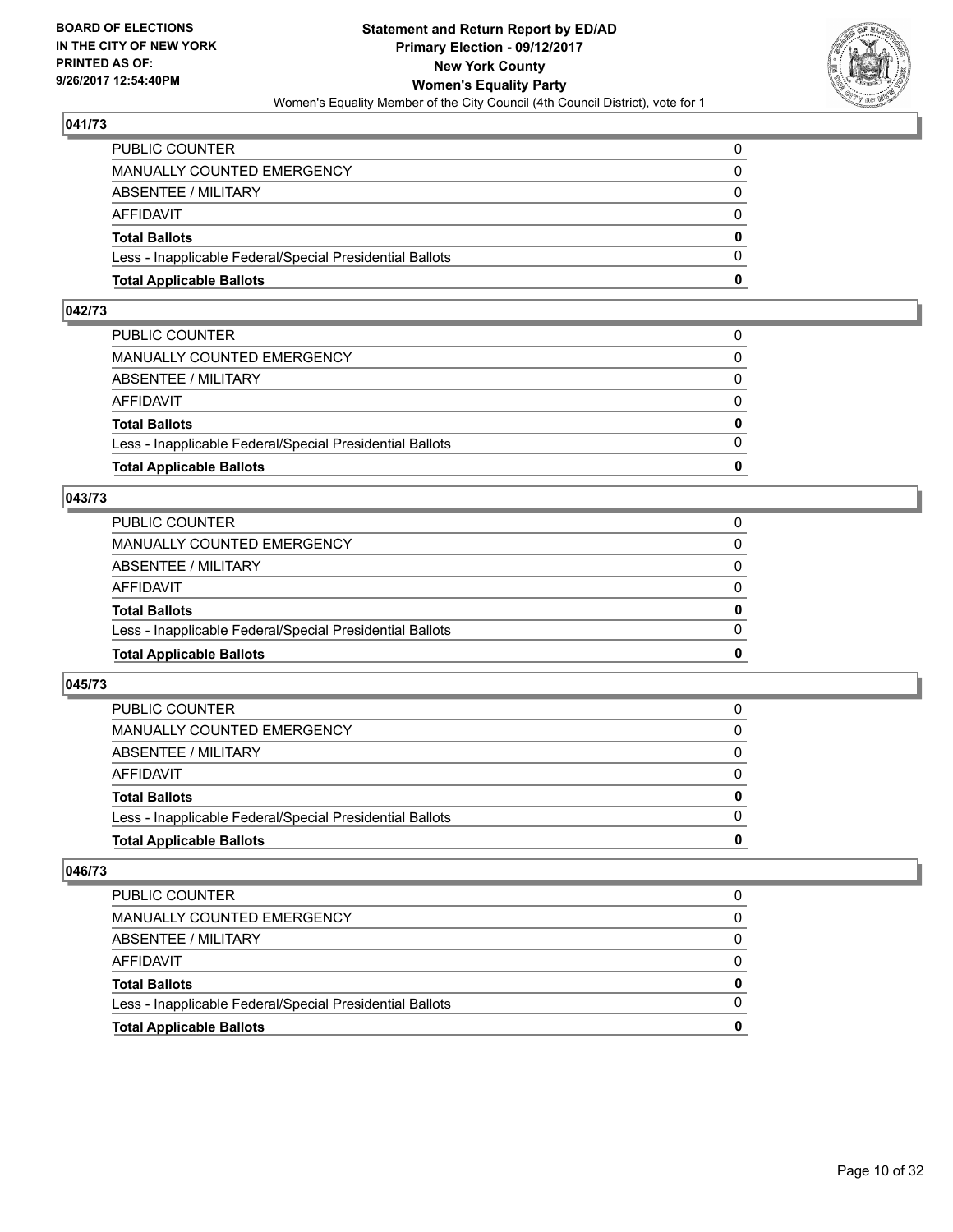## 041/73

| | |
|---|---|
| PUBLIC COUNTER | 0 |
| MANUALLY COUNTED EMERGENCY | 0 |
| ABSENTEE / MILITARY | 0 |
| AFFIDAVIT | 0 |
| **Total Ballots** | **0** |
| Less - Inapplicable Federal/Special Presidential Ballots | 0 |
| **Total Applicable Ballots** | **0** |

## 042/73

| | |
|---|---|
| PUBLIC COUNTER | 0 |
| MANUALLY COUNTED EMERGENCY | 0 |
| ABSENTEE / MILITARY | 0 |
| AFFIDAVIT | 0 |
| **Total Ballots** | **0** |
| Less - Inapplicable Federal/Special Presidential Ballots | 0 |
| **Total Applicable Ballots** | **0** |

## 043/73

| | |
|---|---|
| PUBLIC COUNTER | 0 |
| MANUALLY COUNTED EMERGENCY | 0 |
| ABSENTEE / MILITARY | 0 |
| AFFIDAVIT | 0 |
| **Total Ballots** | **0** |
| Less - Inapplicable Federal/Special Presidential Ballots | 0 |
| **Total Applicable Ballots** | **0** |

## 045/73

| | |
|---|---|
| PUBLIC COUNTER | 0 |
| MANUALLY COUNTED EMERGENCY | 0 |
| ABSENTEE / MILITARY | 0 |
| AFFIDAVIT | 0 |
| **Total Ballots** | **0** |
| Less - Inapplicable Federal/Special Presidential Ballots | 0 |
| **Total Applicable Ballots** | **0** |

## 046/73

| | |
|---|---|
| PUBLIC COUNTER | 0 |
| MANUALLY COUNTED EMERGENCY | 0 |
| ABSENTEE / MILITARY | 0 |
| AFFIDAVIT | 0 |
| **Total Ballots** | **0** |
| Less - Inapplicable Federal/Special Presidential Ballots | 0 |
| **Total Applicable Ballots** | **0** |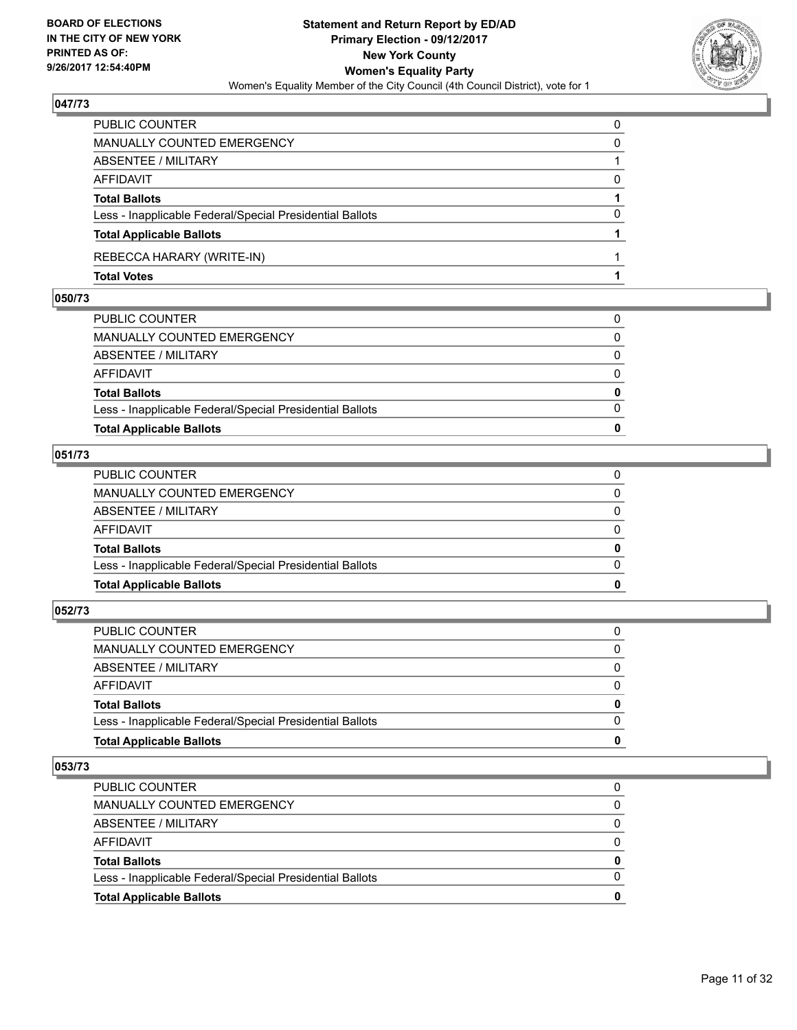### 047/73

| | |
|---|---|
| PUBLIC COUNTER | 0 |
| MANUALLY COUNTED EMERGENCY | 0 |
| ABSENTEE / MILITARY | 1 |
| AFFIDAVIT | 0 |
| **Total Ballots** | **1** |
| Less - Inapplicable Federal/Special Presidential Ballots | 0 |
| **Total Applicable Ballots** | **1** |
| REBECCA HARARY (WRITE-IN) | 1 |
| **Total Votes** | **1** |

### 050/73

| | |
|---|---|
| PUBLIC COUNTER | 0 |
| MANUALLY COUNTED EMERGENCY | 0 |
| ABSENTEE / MILITARY | 0 |
| AFFIDAVIT | 0 |
| **Total Ballots** | **0** |
| Less - Inapplicable Federal/Special Presidential Ballots | 0 |
| **Total Applicable Ballots** | **0** |

### 051/73

| | |
|---|---|
| PUBLIC COUNTER | 0 |
| MANUALLY COUNTED EMERGENCY | 0 |
| ABSENTEE / MILITARY | 0 |
| AFFIDAVIT | 0 |
| **Total Ballots** | **0** |
| Less - Inapplicable Federal/Special Presidential Ballots | 0 |
| **Total Applicable Ballots** | **0** |

### 052/73

| | |
|---|---|
| PUBLIC COUNTER | 0 |
| MANUALLY COUNTED EMERGENCY | 0 |
| ABSENTEE / MILITARY | 0 |
| AFFIDAVIT | 0 |
| **Total Ballots** | **0** |
| Less - Inapplicable Federal/Special Presidential Ballots | 0 |
| **Total Applicable Ballots** | **0** |

### 053/73

| | |
|---|---|
| PUBLIC COUNTER | 0 |
| MANUALLY COUNTED EMERGENCY | 0 |
| ABSENTEE / MILITARY | 0 |
| AFFIDAVIT | 0 |
| **Total Ballots** | **0** |
| Less - Inapplicable Federal/Special Presidential Ballots | 0 |
| **Total Applicable Ballots** | **0** |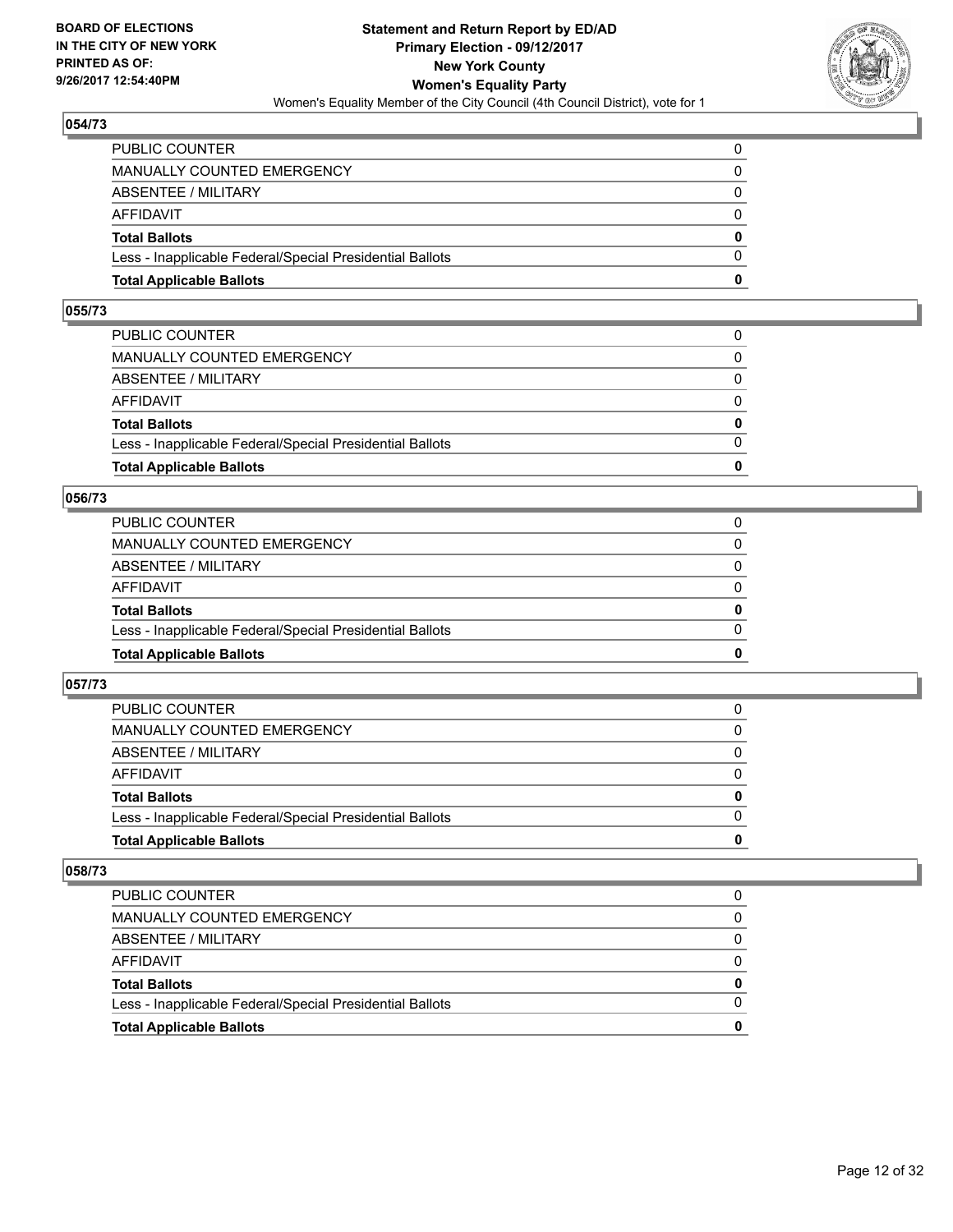## 054/73

| | |
|---|---|
| PUBLIC COUNTER | 0 |
| MANUALLY COUNTED EMERGENCY | 0 |
| ABSENTEE / MILITARY | 0 |
| AFFIDAVIT | 0 |
| **Total Ballots** | **0** |
| Less - Inapplicable Federal/Special Presidential Ballots | 0 |
| **Total Applicable Ballots** | **0** |

## 055/73

| | |
|---|---|
| PUBLIC COUNTER | 0 |
| MANUALLY COUNTED EMERGENCY | 0 |
| ABSENTEE / MILITARY | 0 |
| AFFIDAVIT | 0 |
| **Total Ballots** | **0** |
| Less - Inapplicable Federal/Special Presidential Ballots | 0 |
| **Total Applicable Ballots** | **0** |

## 056/73

| | |
|---|---|
| PUBLIC COUNTER | 0 |
| MANUALLY COUNTED EMERGENCY | 0 |
| ABSENTEE / MILITARY | 0 |
| AFFIDAVIT | 0 |
| **Total Ballots** | **0** |
| Less - Inapplicable Federal/Special Presidential Ballots | 0 |
| **Total Applicable Ballots** | **0** |

## 057/73

| | |
|---|---|
| PUBLIC COUNTER | 0 |
| MANUALLY COUNTED EMERGENCY | 0 |
| ABSENTEE / MILITARY | 0 |
| AFFIDAVIT | 0 |
| **Total Ballots** | **0** |
| Less - Inapplicable Federal/Special Presidential Ballots | 0 |
| **Total Applicable Ballots** | **0** |

## 058/73

| | |
|---|---|
| PUBLIC COUNTER | 0 |
| MANUALLY COUNTED EMERGENCY | 0 |
| ABSENTEE / MILITARY | 0 |
| AFFIDAVIT | 0 |
| **Total Ballots** | **0** |
| Less - Inapplicable Federal/Special Presidential Ballots | 0 |
| **Total Applicable Ballots** | **0** |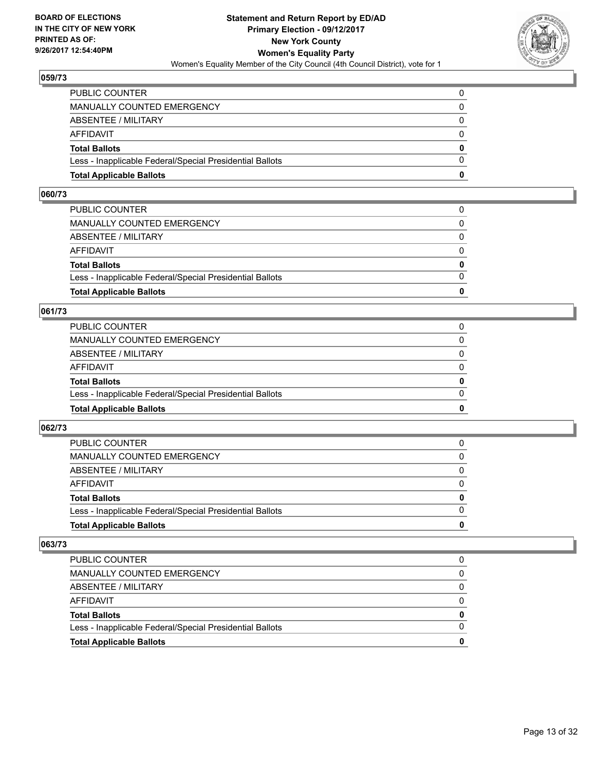## 059/73

| | |
|---|---|
| PUBLIC COUNTER | 0 |
| MANUALLY COUNTED EMERGENCY | 0 |
| ABSENTEE / MILITARY | 0 |
| AFFIDAVIT | 0 |
| **Total Ballots** | **0** |
| Less - Inapplicable Federal/Special Presidential Ballots | 0 |
| **Total Applicable Ballots** | **0** |

## 060/73

| | |
|---|---|
| PUBLIC COUNTER | 0 |
| MANUALLY COUNTED EMERGENCY | 0 |
| ABSENTEE / MILITARY | 0 |
| AFFIDAVIT | 0 |
| **Total Ballots** | **0** |
| Less - Inapplicable Federal/Special Presidential Ballots | 0 |
| **Total Applicable Ballots** | **0** |

## 061/73

| | |
|---|---|
| PUBLIC COUNTER | 0 |
| MANUALLY COUNTED EMERGENCY | 0 |
| ABSENTEE / MILITARY | 0 |
| AFFIDAVIT | 0 |
| **Total Ballots** | **0** |
| Less - Inapplicable Federal/Special Presidential Ballots | 0 |
| **Total Applicable Ballots** | **0** |

## 062/73

| | |
|---|---|
| PUBLIC COUNTER | 0 |
| MANUALLY COUNTED EMERGENCY | 0 |
| ABSENTEE / MILITARY | 0 |
| AFFIDAVIT | 0 |
| **Total Ballots** | **0** |
| Less - Inapplicable Federal/Special Presidential Ballots | 0 |
| **Total Applicable Ballots** | **0** |

## 063/73

| | |
|---|---|
| PUBLIC COUNTER | 0 |
| MANUALLY COUNTED EMERGENCY | 0 |
| ABSENTEE / MILITARY | 0 |
| AFFIDAVIT | 0 |
| **Total Ballots** | **0** |
| Less - Inapplicable Federal/Special Presidential Ballots | 0 |
| **Total Applicable Ballots** | **0** |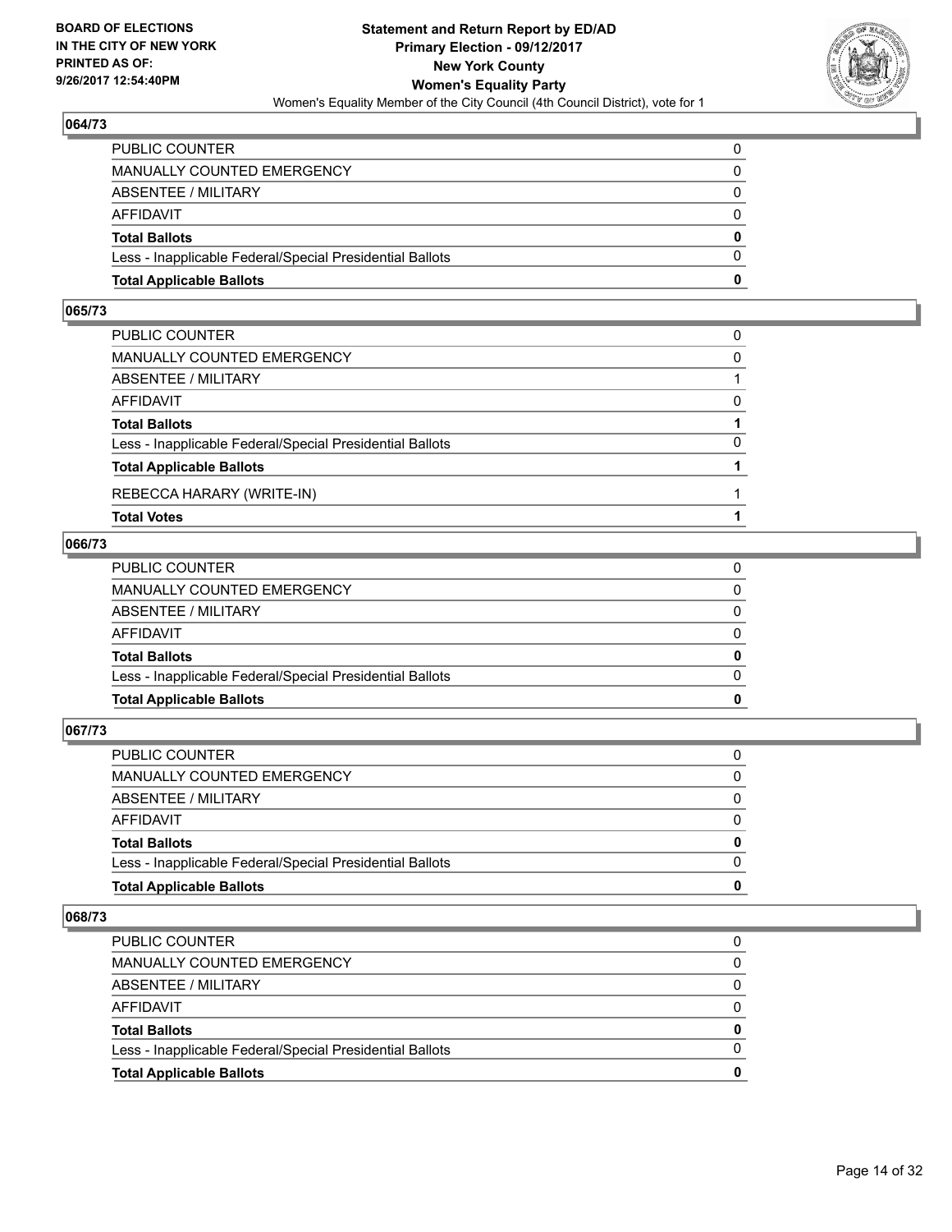**BOARD OF ELECTIONS IN THE CITY OF NEW YORK PRINTED AS OF: 9/26/2017 12:54:40PM**

**Statement and Return Report by ED/AD**
**Primary Election - 09/12/2017**
**New York County**
**Women's Equality Party**
Women's Equality Member of the City Council (4th Council District), vote for 1

### 064/73

| | |
|---|---|
| PUBLIC COUNTER | 0 |
| MANUALLY COUNTED EMERGENCY | 0 |
| ABSENTEE / MILITARY | 0 |
| AFFIDAVIT | 0 |
| **Total Ballots** | **0** |
| Less - Inapplicable Federal/Special Presidential Ballots | 0 |
| **Total Applicable Ballots** | **0** |

### 065/73

| | |
|---|---|
| PUBLIC COUNTER | 0 |
| MANUALLY COUNTED EMERGENCY | 0 |
| ABSENTEE / MILITARY | 1 |
| AFFIDAVIT | 0 |
| **Total Ballots** | **1** |
| Less - Inapplicable Federal/Special Presidential Ballots | 0 |
| **Total Applicable Ballots** | **1** |
| REBECCA HARARY (WRITE-IN) | 1 |
| **Total Votes** | **1** |

### 066/73

| | |
|---|---|
| PUBLIC COUNTER | 0 |
| MANUALLY COUNTED EMERGENCY | 0 |
| ABSENTEE / MILITARY | 0 |
| AFFIDAVIT | 0 |
| **Total Ballots** | **0** |
| Less - Inapplicable Federal/Special Presidential Ballots | 0 |
| **Total Applicable Ballots** | **0** |

### 067/73

| | |
|---|---|
| PUBLIC COUNTER | 0 |
| MANUALLY COUNTED EMERGENCY | 0 |
| ABSENTEE / MILITARY | 0 |
| AFFIDAVIT | 0 |
| **Total Ballots** | **0** |
| Less - Inapplicable Federal/Special Presidential Ballots | 0 |
| **Total Applicable Ballots** | **0** |

### 068/73

| | |
|---|---|
| PUBLIC COUNTER | 0 |
| MANUALLY COUNTED EMERGENCY | 0 |
| ABSENTEE / MILITARY | 0 |
| AFFIDAVIT | 0 |
| **Total Ballots** | **0** |
| Less - Inapplicable Federal/Special Presidential Ballots | 0 |
| **Total Applicable Ballots** | **0** |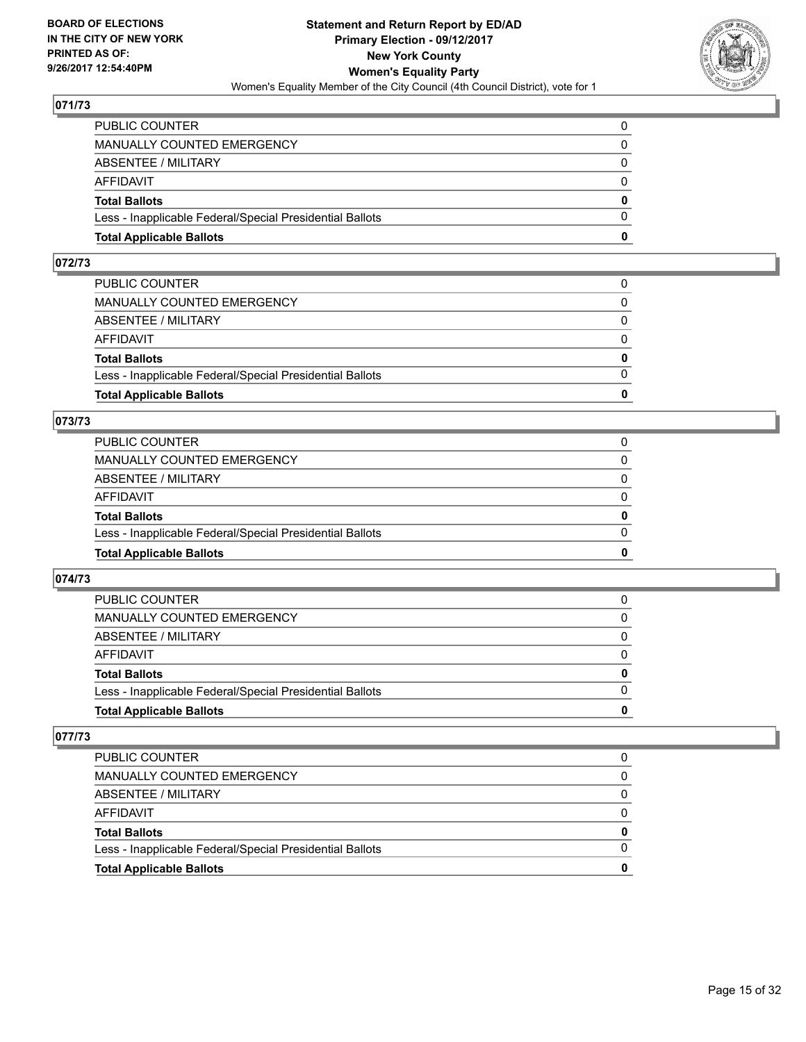**BOARD OF ELECTIONS IN THE CITY OF NEW YORK PRINTED AS OF: 9/26/2017 12:54:40PM**

**Statement and Return Report by ED/AD Primary Election - 09/12/2017 New York County Women's Equality Party**

Women's Equality Member of the City Council (4th Council District), vote for 1

### 071/73

| | |
|---|---|
| PUBLIC COUNTER | 0 |
| MANUALLY COUNTED EMERGENCY | 0 |
| ABSENTEE / MILITARY | 0 |
| AFFIDAVIT | 0 |
| **Total Ballots** | **0** |
| Less - Inapplicable Federal/Special Presidential Ballots | 0 |
| **Total Applicable Ballots** | **0** |

### 072/73

| | |
|---|---|
| PUBLIC COUNTER | 0 |
| MANUALLY COUNTED EMERGENCY | 0 |
| ABSENTEE / MILITARY | 0 |
| AFFIDAVIT | 0 |
| **Total Ballots** | **0** |
| Less - Inapplicable Federal/Special Presidential Ballots | 0 |
| **Total Applicable Ballots** | **0** |

### 073/73

| | |
|---|---|
| PUBLIC COUNTER | 0 |
| MANUALLY COUNTED EMERGENCY | 0 |
| ABSENTEE / MILITARY | 0 |
| AFFIDAVIT | 0 |
| **Total Ballots** | **0** |
| Less - Inapplicable Federal/Special Presidential Ballots | 0 |
| **Total Applicable Ballots** | **0** |

### 074/73

| | |
|---|---|
| PUBLIC COUNTER | 0 |
| MANUALLY COUNTED EMERGENCY | 0 |
| ABSENTEE / MILITARY | 0 |
| AFFIDAVIT | 0 |
| **Total Ballots** | **0** |
| Less - Inapplicable Federal/Special Presidential Ballots | 0 |
| **Total Applicable Ballots** | **0** |

### 077/73

| | |
|---|---|
| PUBLIC COUNTER | 0 |
| MANUALLY COUNTED EMERGENCY | 0 |
| ABSENTEE / MILITARY | 0 |
| AFFIDAVIT | 0 |
| **Total Ballots** | **0** |
| Less - Inapplicable Federal/Special Presidential Ballots | 0 |
| **Total Applicable Ballots** | **0** |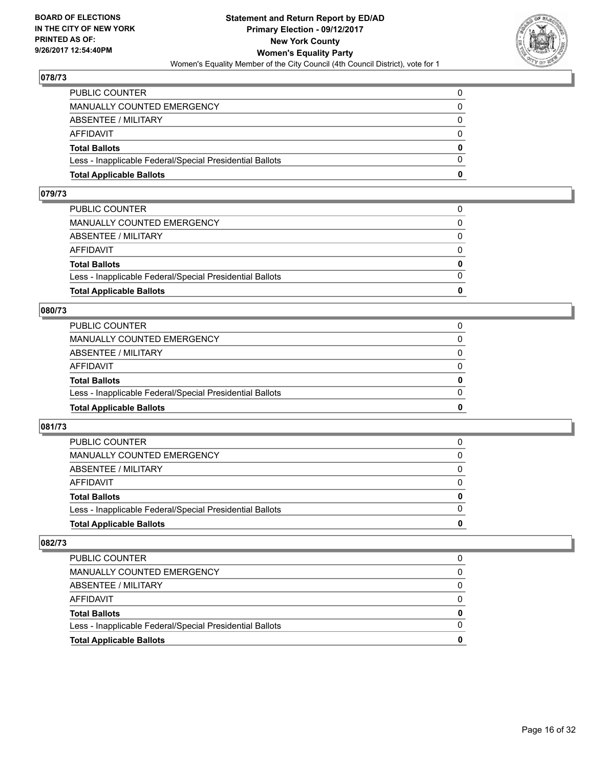**BOARD OF ELECTIONS IN THE CITY OF NEW YORK PRINTED AS OF: 9/26/2017 12:54:40PM**

**Statement and Return Report by ED/AD Primary Election - 09/12/2017 New York County Women's Equality Party**

Women's Equality Member of the City Council (4th Council District), vote for 1

### 078/73

| | |
|---|---|
| PUBLIC COUNTER | 0 |
| MANUALLY COUNTED EMERGENCY | 0 |
| ABSENTEE / MILITARY | 0 |
| AFFIDAVIT | 0 |
| **Total Ballots** | **0** |
| Less - Inapplicable Federal/Special Presidential Ballots | 0 |
| **Total Applicable Ballots** | **0** |

### 079/73

| | |
|---|---|
| PUBLIC COUNTER | 0 |
| MANUALLY COUNTED EMERGENCY | 0 |
| ABSENTEE / MILITARY | 0 |
| AFFIDAVIT | 0 |
| **Total Ballots** | **0** |
| Less - Inapplicable Federal/Special Presidential Ballots | 0 |
| **Total Applicable Ballots** | **0** |

### 080/73

| | |
|---|---|
| PUBLIC COUNTER | 0 |
| MANUALLY COUNTED EMERGENCY | 0 |
| ABSENTEE / MILITARY | 0 |
| AFFIDAVIT | 0 |
| **Total Ballots** | **0** |
| Less - Inapplicable Federal/Special Presidential Ballots | 0 |
| **Total Applicable Ballots** | **0** |

### 081/73

| | |
|---|---|
| PUBLIC COUNTER | 0 |
| MANUALLY COUNTED EMERGENCY | 0 |
| ABSENTEE / MILITARY | 0 |
| AFFIDAVIT | 0 |
| **Total Ballots** | **0** |
| Less - Inapplicable Federal/Special Presidential Ballots | 0 |
| **Total Applicable Ballots** | **0** |

### 082/73

| | |
|---|---|
| PUBLIC COUNTER | 0 |
| MANUALLY COUNTED EMERGENCY | 0 |
| ABSENTEE / MILITARY | 0 |
| AFFIDAVIT | 0 |
| **Total Ballots** | **0** |
| Less - Inapplicable Federal/Special Presidential Ballots | 0 |
| **Total Applicable Ballots** | **0** |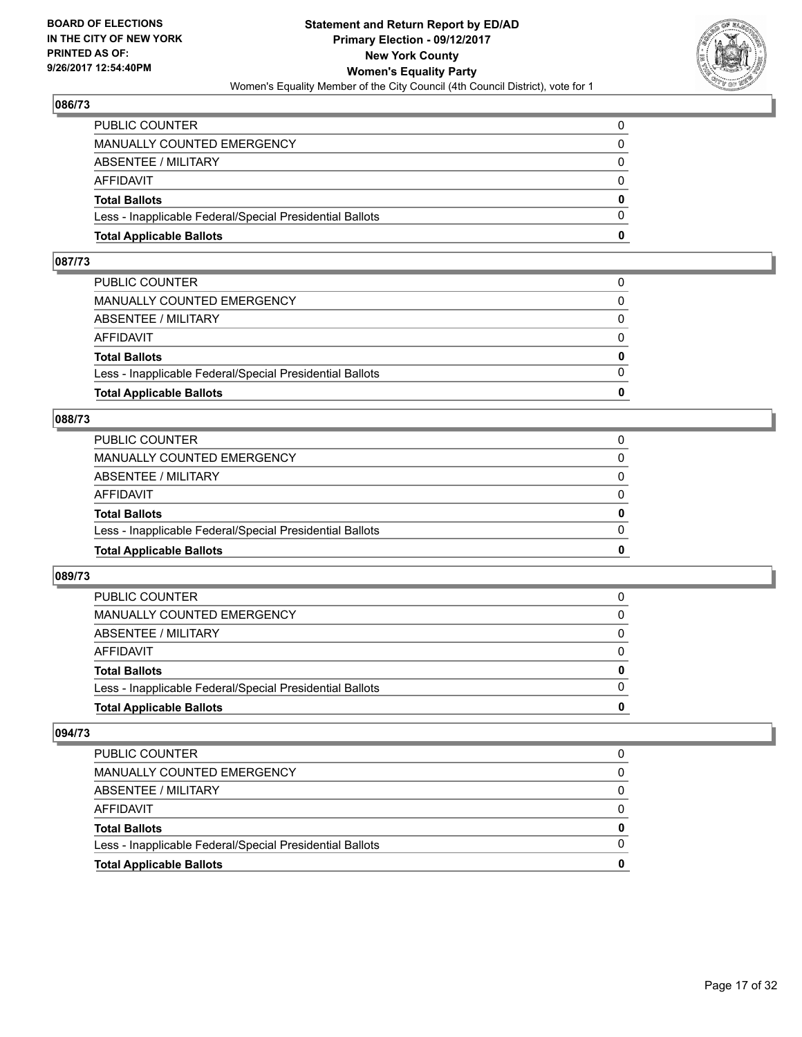## 086/73

| | |
|---|---|
| PUBLIC COUNTER | 0 |
| MANUALLY COUNTED EMERGENCY | 0 |
| ABSENTEE / MILITARY | 0 |
| AFFIDAVIT | 0 |
| **Total Ballots** | **0** |
| Less - Inapplicable Federal/Special Presidential Ballots | 0 |
| **Total Applicable Ballots** | **0** |

## 087/73

| | |
|---|---|
| PUBLIC COUNTER | 0 |
| MANUALLY COUNTED EMERGENCY | 0 |
| ABSENTEE / MILITARY | 0 |
| AFFIDAVIT | 0 |
| **Total Ballots** | **0** |
| Less - Inapplicable Federal/Special Presidential Ballots | 0 |
| **Total Applicable Ballots** | **0** |

## 088/73

| | |
|---|---|
| PUBLIC COUNTER | 0 |
| MANUALLY COUNTED EMERGENCY | 0 |
| ABSENTEE / MILITARY | 0 |
| AFFIDAVIT | 0 |
| **Total Ballots** | **0** |
| Less - Inapplicable Federal/Special Presidential Ballots | 0 |
| **Total Applicable Ballots** | **0** |

## 089/73

| | |
|---|---|
| PUBLIC COUNTER | 0 |
| MANUALLY COUNTED EMERGENCY | 0 |
| ABSENTEE / MILITARY | 0 |
| AFFIDAVIT | 0 |
| **Total Ballots** | **0** |
| Less - Inapplicable Federal/Special Presidential Ballots | 0 |
| **Total Applicable Ballots** | **0** |

## 094/73

| | |
|---|---|
| PUBLIC COUNTER | 0 |
| MANUALLY COUNTED EMERGENCY | 0 |
| ABSENTEE / MILITARY | 0 |
| AFFIDAVIT | 0 |
| **Total Ballots** | **0** |
| Less - Inapplicable Federal/Special Presidential Ballots | 0 |
| **Total Applicable Ballots** | **0** |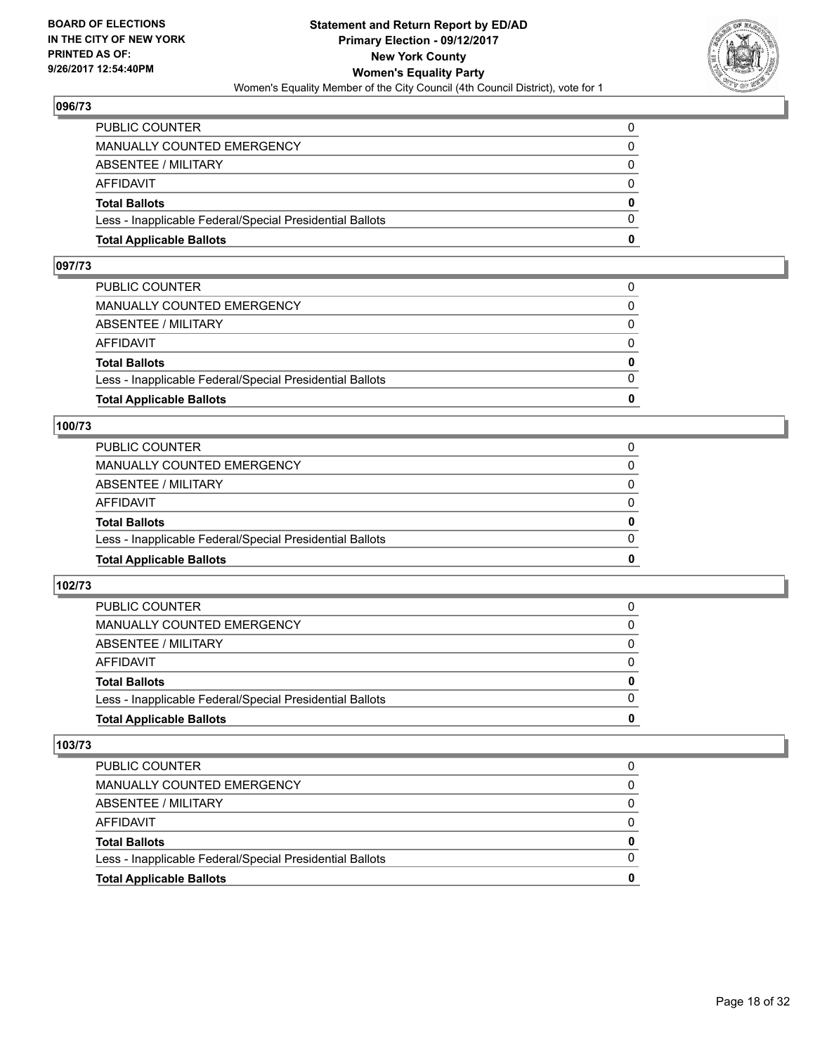## 096/73

| | |
|---|---|
| PUBLIC COUNTER | 0 |
| MANUALLY COUNTED EMERGENCY | 0 |
| ABSENTEE / MILITARY | 0 |
| AFFIDAVIT | 0 |
| **Total Ballots** | **0** |
| Less - Inapplicable Federal/Special Presidential Ballots | 0 |
| **Total Applicable Ballots** | **0** |

## 097/73

| | |
|---|---|
| PUBLIC COUNTER | 0 |
| MANUALLY COUNTED EMERGENCY | 0 |
| ABSENTEE / MILITARY | 0 |
| AFFIDAVIT | 0 |
| **Total Ballots** | **0** |
| Less - Inapplicable Federal/Special Presidential Ballots | 0 |
| **Total Applicable Ballots** | **0** |

## 100/73

| | |
|---|---|
| PUBLIC COUNTER | 0 |
| MANUALLY COUNTED EMERGENCY | 0 |
| ABSENTEE / MILITARY | 0 |
| AFFIDAVIT | 0 |
| **Total Ballots** | **0** |
| Less - Inapplicable Federal/Special Presidential Ballots | 0 |
| **Total Applicable Ballots** | **0** |

## 102/73

| | |
|---|---|
| PUBLIC COUNTER | 0 |
| MANUALLY COUNTED EMERGENCY | 0 |
| ABSENTEE / MILITARY | 0 |
| AFFIDAVIT | 0 |
| **Total Ballots** | **0** |
| Less - Inapplicable Federal/Special Presidential Ballots | 0 |
| **Total Applicable Ballots** | **0** |

## 103/73

| | |
|---|---|
| PUBLIC COUNTER | 0 |
| MANUALLY COUNTED EMERGENCY | 0 |
| ABSENTEE / MILITARY | 0 |
| AFFIDAVIT | 0 |
| **Total Ballots** | **0** |
| Less - Inapplicable Federal/Special Presidential Ballots | 0 |
| **Total Applicable Ballots** | **0** |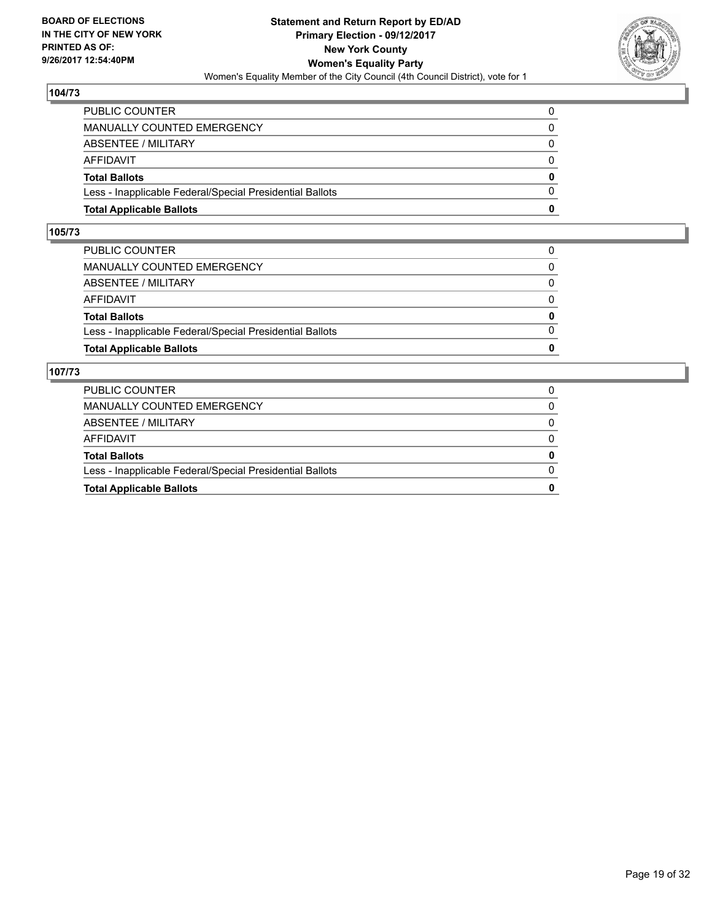BOARD OF ELECTIONS IN THE CITY OF NEW YORK
PRINTED AS OF: 9/26/2017 12:54:40PM

**Statement and Return Report by ED/AD**
**Primary Election - 09/12/2017**
**New York County**
**Women's Equality Party**
Women's Equality Member of the City Council (4th Council District), vote for 1

## 104/73

| | |
|---|---|
| PUBLIC COUNTER | 0 |
| MANUALLY COUNTED EMERGENCY | 0 |
| ABSENTEE / MILITARY | 0 |
| AFFIDAVIT | 0 |
| **Total Ballots** | **0** |
| Less - Inapplicable Federal/Special Presidential Ballots | 0 |
| **Total Applicable Ballots** | **0** |

## 105/73

| | |
|---|---|
| PUBLIC COUNTER | 0 |
| MANUALLY COUNTED EMERGENCY | 0 |
| ABSENTEE / MILITARY | 0 |
| AFFIDAVIT | 0 |
| **Total Ballots** | **0** |
| Less - Inapplicable Federal/Special Presidential Ballots | 0 |
| **Total Applicable Ballots** | **0** |

## 107/73

| | |
|---|---|
| PUBLIC COUNTER | 0 |
| MANUALLY COUNTED EMERGENCY | 0 |
| ABSENTEE / MILITARY | 0 |
| AFFIDAVIT | 0 |
| **Total Ballots** | **0** |
| Less - Inapplicable Federal/Special Presidential Ballots | 0 |
| **Total Applicable Ballots** | **0** |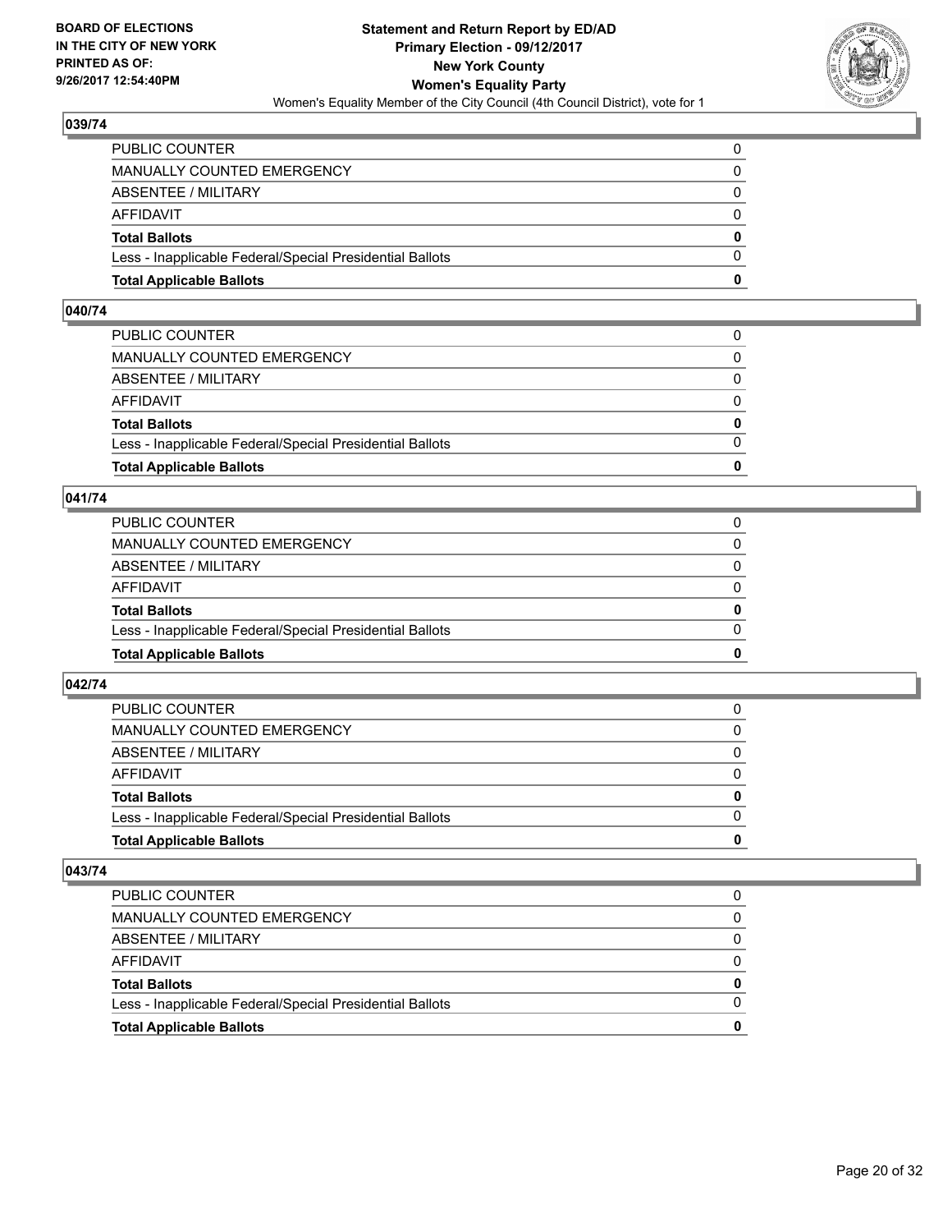BOARD OF ELECTIONS
IN THE CITY OF NEW YORK
PRINTED AS OF:
9/26/2017 12:54:40PM

**Statement and Return Report by ED/AD**
**Primary Election - 09/12/2017**
**New York County**
**Women's Equality Party**
Women's Equality Member of the City Council (4th Council District), vote for 1

## 039/74

| | |
|---|---|
| PUBLIC COUNTER | 0 |
| MANUALLY COUNTED EMERGENCY | 0 |
| ABSENTEE / MILITARY | 0 |
| AFFIDAVIT | 0 |
| **Total Ballots** | **0** |
| Less - Inapplicable Federal/Special Presidential Ballots | 0 |
| **Total Applicable Ballots** | **0** |

## 040/74

| | |
|---|---|
| PUBLIC COUNTER | 0 |
| MANUALLY COUNTED EMERGENCY | 0 |
| ABSENTEE / MILITARY | 0 |
| AFFIDAVIT | 0 |
| **Total Ballots** | **0** |
| Less - Inapplicable Federal/Special Presidential Ballots | 0 |
| **Total Applicable Ballots** | **0** |

## 041/74

| | |
|---|---|
| PUBLIC COUNTER | 0 |
| MANUALLY COUNTED EMERGENCY | 0 |
| ABSENTEE / MILITARY | 0 |
| AFFIDAVIT | 0 |
| **Total Ballots** | **0** |
| Less - Inapplicable Federal/Special Presidential Ballots | 0 |
| **Total Applicable Ballots** | **0** |

## 042/74

| | |
|---|---|
| PUBLIC COUNTER | 0 |
| MANUALLY COUNTED EMERGENCY | 0 |
| ABSENTEE / MILITARY | 0 |
| AFFIDAVIT | 0 |
| **Total Ballots** | **0** |
| Less - Inapplicable Federal/Special Presidential Ballots | 0 |
| **Total Applicable Ballots** | **0** |

## 043/74

| | |
|---|---|
| PUBLIC COUNTER | 0 |
| MANUALLY COUNTED EMERGENCY | 0 |
| ABSENTEE / MILITARY | 0 |
| AFFIDAVIT | 0 |
| **Total Ballots** | **0** |
| Less - Inapplicable Federal/Special Presidential Ballots | 0 |
| **Total Applicable Ballots** | **0** |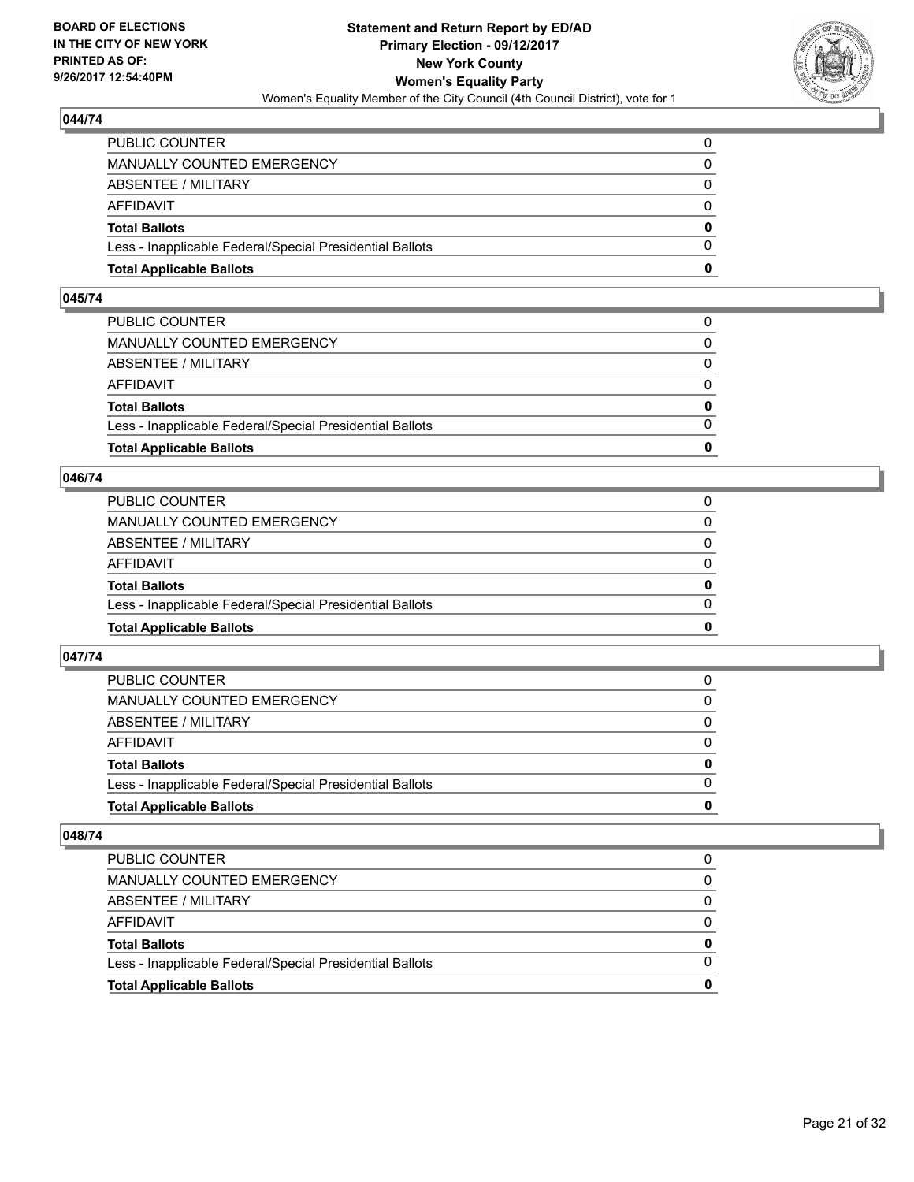**Statement and Return Report by ED/AD**
**Primary Election - 09/12/2017**
**New York County**
**Women's Equality Party**
Women's Equality Member of the City Council (4th Council District), vote for 1

BOARD OF ELECTIONS IN THE CITY OF NEW YORK PRINTED AS OF: 9/26/2017 12:54:40PM

## 044/74

| | |
|---|---|
| PUBLIC COUNTER | 0 |
| MANUALLY COUNTED EMERGENCY | 0 |
| ABSENTEE / MILITARY | 0 |
| AFFIDAVIT | 0 |
| **Total Ballots** | **0** |
| Less - Inapplicable Federal/Special Presidential Ballots | 0 |
| **Total Applicable Ballots** | **0** |

## 045/74

| | |
|---|---|
| PUBLIC COUNTER | 0 |
| MANUALLY COUNTED EMERGENCY | 0 |
| ABSENTEE / MILITARY | 0 |
| AFFIDAVIT | 0 |
| **Total Ballots** | **0** |
| Less - Inapplicable Federal/Special Presidential Ballots | 0 |
| **Total Applicable Ballots** | **0** |

## 046/74

| | |
|---|---|
| PUBLIC COUNTER | 0 |
| MANUALLY COUNTED EMERGENCY | 0 |
| ABSENTEE / MILITARY | 0 |
| AFFIDAVIT | 0 |
| **Total Ballots** | **0** |
| Less - Inapplicable Federal/Special Presidential Ballots | 0 |
| **Total Applicable Ballots** | **0** |

## 047/74

| | |
|---|---|
| PUBLIC COUNTER | 0 |
| MANUALLY COUNTED EMERGENCY | 0 |
| ABSENTEE / MILITARY | 0 |
| AFFIDAVIT | 0 |
| **Total Ballots** | **0** |
| Less - Inapplicable Federal/Special Presidential Ballots | 0 |
| **Total Applicable Ballots** | **0** |

## 048/74

| | |
|---|---|
| PUBLIC COUNTER | 0 |
| MANUALLY COUNTED EMERGENCY | 0 |
| ABSENTEE / MILITARY | 0 |
| AFFIDAVIT | 0 |
| **Total Ballots** | **0** |
| Less - Inapplicable Federal/Special Presidential Ballots | 0 |
| **Total Applicable Ballots** | **0** |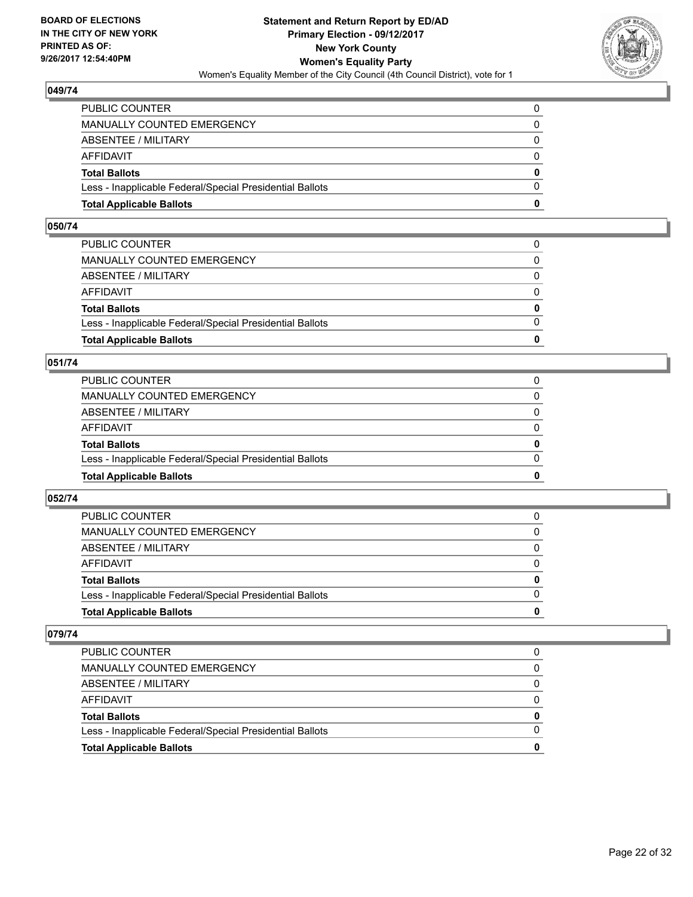## 049/74

| | |
|---|---|
| PUBLIC COUNTER | 0 |
| MANUALLY COUNTED EMERGENCY | 0 |
| ABSENTEE / MILITARY | 0 |
| AFFIDAVIT | 0 |
| **Total Ballots** | **0** |
| Less - Inapplicable Federal/Special Presidential Ballots | 0 |
| **Total Applicable Ballots** | **0** |

## 050/74

| | |
|---|---|
| PUBLIC COUNTER | 0 |
| MANUALLY COUNTED EMERGENCY | 0 |
| ABSENTEE / MILITARY | 0 |
| AFFIDAVIT | 0 |
| **Total Ballots** | **0** |
| Less - Inapplicable Federal/Special Presidential Ballots | 0 |
| **Total Applicable Ballots** | **0** |

## 051/74

| | |
|---|---|
| PUBLIC COUNTER | 0 |
| MANUALLY COUNTED EMERGENCY | 0 |
| ABSENTEE / MILITARY | 0 |
| AFFIDAVIT | 0 |
| **Total Ballots** | **0** |
| Less - Inapplicable Federal/Special Presidential Ballots | 0 |
| **Total Applicable Ballots** | **0** |

## 052/74

| | |
|---|---|
| PUBLIC COUNTER | 0 |
| MANUALLY COUNTED EMERGENCY | 0 |
| ABSENTEE / MILITARY | 0 |
| AFFIDAVIT | 0 |
| **Total Ballots** | **0** |
| Less - Inapplicable Federal/Special Presidential Ballots | 0 |
| **Total Applicable Ballots** | **0** |

## 079/74

| | |
|---|---|
| PUBLIC COUNTER | 0 |
| MANUALLY COUNTED EMERGENCY | 0 |
| ABSENTEE / MILITARY | 0 |
| AFFIDAVIT | 0 |
| **Total Ballots** | **0** |
| Less - Inapplicable Federal/Special Presidential Ballots | 0 |
| **Total Applicable Ballots** | **0** |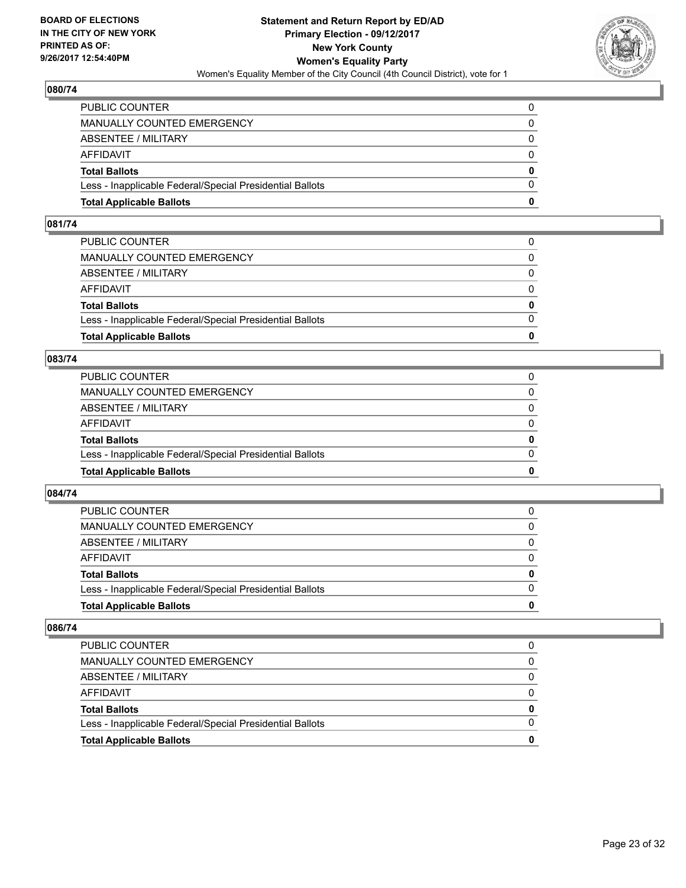**BOARD OF ELECTIONS IN THE CITY OF NEW YORK PRINTED AS OF: 9/26/2017 12:54:40PM**

**Statement and Return Report by ED/AD**
**Primary Election - 09/12/2017**
**New York County**
**Women's Equality Party**
Women's Equality Member of the City Council (4th Council District), vote for 1

## 080/74

| | |
|---|---|
| PUBLIC COUNTER | 0 |
| MANUALLY COUNTED EMERGENCY | 0 |
| ABSENTEE / MILITARY | 0 |
| AFFIDAVIT | 0 |
| **Total Ballots** | **0** |
| Less - Inapplicable Federal/Special Presidential Ballots | 0 |
| **Total Applicable Ballots** | **0** |

## 081/74

| | |
|---|---|
| PUBLIC COUNTER | 0 |
| MANUALLY COUNTED EMERGENCY | 0 |
| ABSENTEE / MILITARY | 0 |
| AFFIDAVIT | 0 |
| **Total Ballots** | **0** |
| Less - Inapplicable Federal/Special Presidential Ballots | 0 |
| **Total Applicable Ballots** | **0** |

## 083/74

| | |
|---|---|
| PUBLIC COUNTER | 0 |
| MANUALLY COUNTED EMERGENCY | 0 |
| ABSENTEE / MILITARY | 0 |
| AFFIDAVIT | 0 |
| **Total Ballots** | **0** |
| Less - Inapplicable Federal/Special Presidential Ballots | 0 |
| **Total Applicable Ballots** | **0** |

## 084/74

| | |
|---|---|
| PUBLIC COUNTER | 0 |
| MANUALLY COUNTED EMERGENCY | 0 |
| ABSENTEE / MILITARY | 0 |
| AFFIDAVIT | 0 |
| **Total Ballots** | **0** |
| Less - Inapplicable Federal/Special Presidential Ballots | 0 |
| **Total Applicable Ballots** | **0** |

## 086/74

| | |
|---|---|
| PUBLIC COUNTER | 0 |
| MANUALLY COUNTED EMERGENCY | 0 |
| ABSENTEE / MILITARY | 0 |
| AFFIDAVIT | 0 |
| **Total Ballots** | **0** |
| Less - Inapplicable Federal/Special Presidential Ballots | 0 |
| **Total Applicable Ballots** | **0** |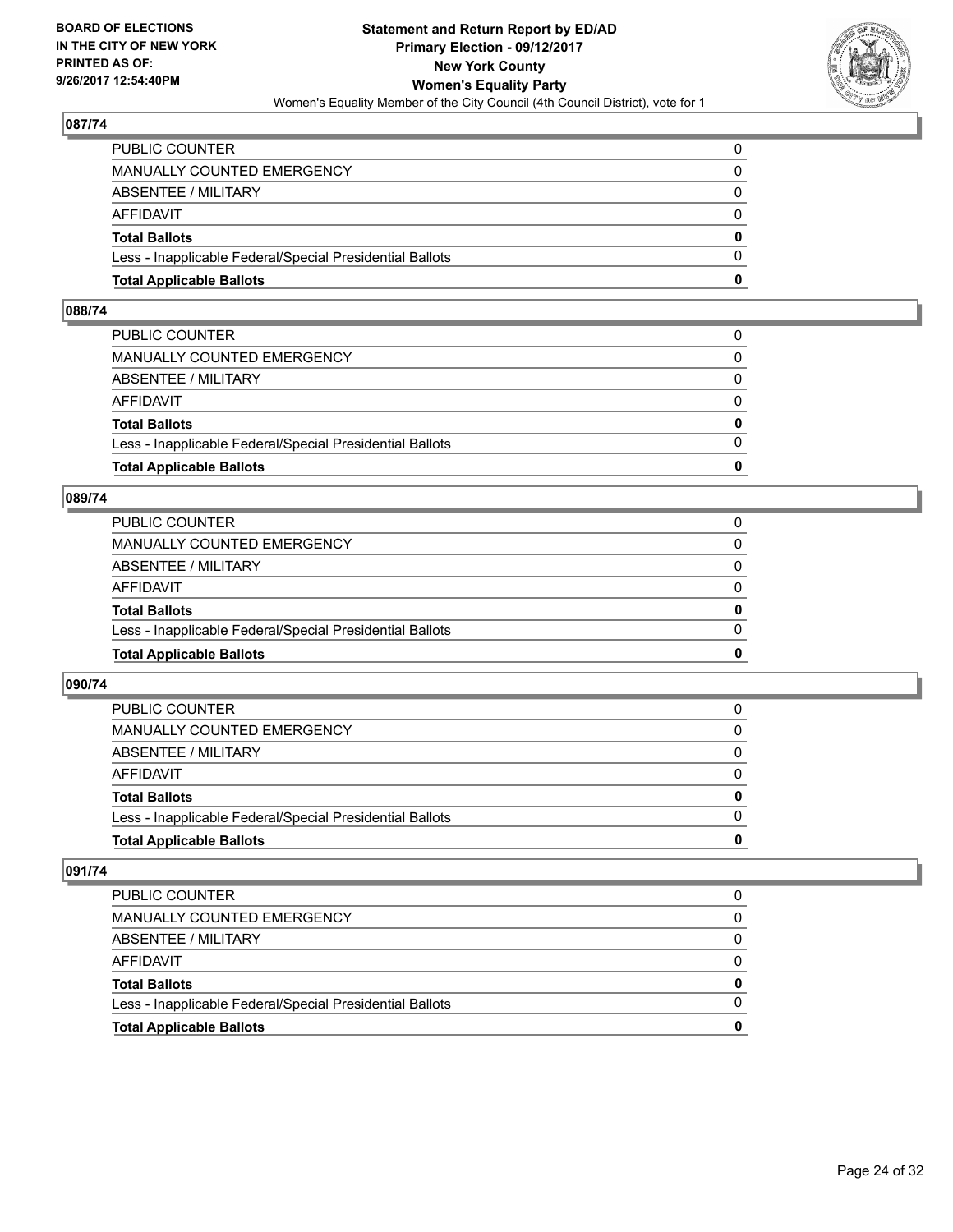## 087/74

| | |
|---|---|
| PUBLIC COUNTER | 0 |
| MANUALLY COUNTED EMERGENCY | 0 |
| ABSENTEE / MILITARY | 0 |
| AFFIDAVIT | 0 |
| **Total Ballots** | **0** |
| Less - Inapplicable Federal/Special Presidential Ballots | 0 |
| **Total Applicable Ballots** | **0** |

## 088/74

| | |
|---|---|
| PUBLIC COUNTER | 0 |
| MANUALLY COUNTED EMERGENCY | 0 |
| ABSENTEE / MILITARY | 0 |
| AFFIDAVIT | 0 |
| **Total Ballots** | **0** |
| Less - Inapplicable Federal/Special Presidential Ballots | 0 |
| **Total Applicable Ballots** | **0** |

## 089/74

| | |
|---|---|
| PUBLIC COUNTER | 0 |
| MANUALLY COUNTED EMERGENCY | 0 |
| ABSENTEE / MILITARY | 0 |
| AFFIDAVIT | 0 |
| **Total Ballots** | **0** |
| Less - Inapplicable Federal/Special Presidential Ballots | 0 |
| **Total Applicable Ballots** | **0** |

## 090/74

| | |
|---|---|
| PUBLIC COUNTER | 0 |
| MANUALLY COUNTED EMERGENCY | 0 |
| ABSENTEE / MILITARY | 0 |
| AFFIDAVIT | 0 |
| **Total Ballots** | **0** |
| Less - Inapplicable Federal/Special Presidential Ballots | 0 |
| **Total Applicable Ballots** | **0** |

## 091/74

| | |
|---|---|
| PUBLIC COUNTER | 0 |
| MANUALLY COUNTED EMERGENCY | 0 |
| ABSENTEE / MILITARY | 0 |
| AFFIDAVIT | 0 |
| **Total Ballots** | **0** |
| Less - Inapplicable Federal/Special Presidential Ballots | 0 |
| **Total Applicable Ballots** | **0** |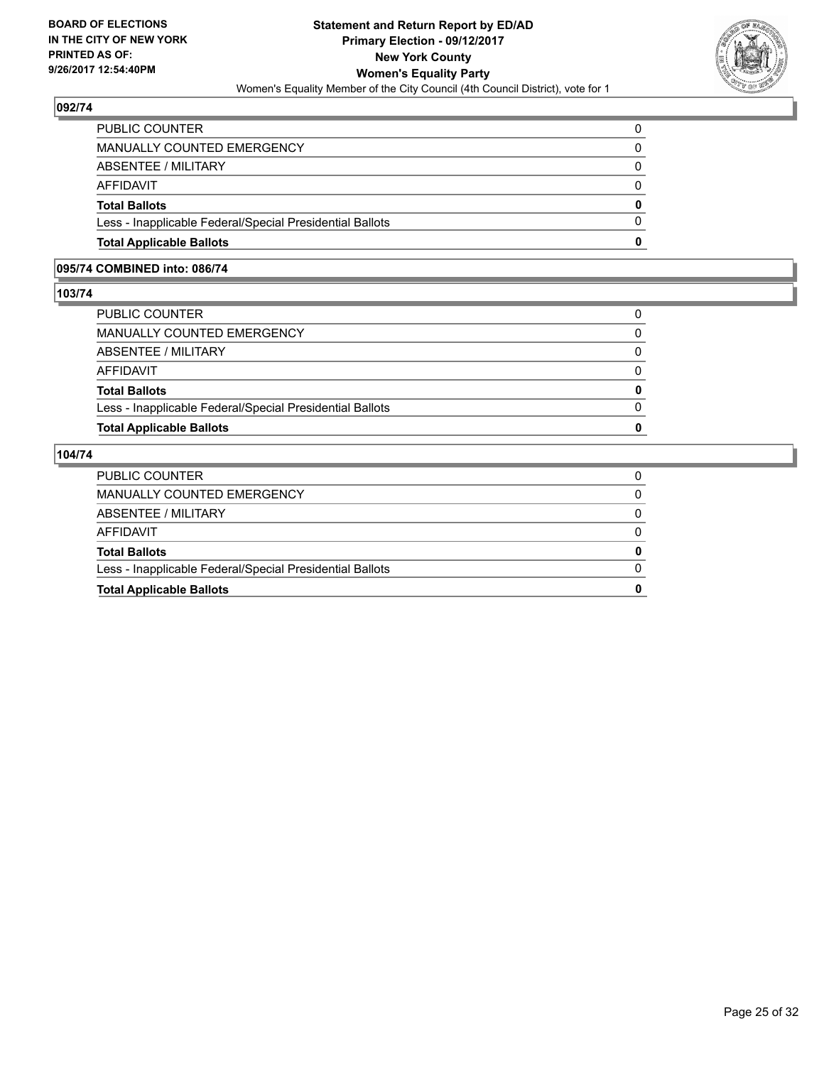**BOARD OF ELECTIONS IN THE CITY OF NEW YORK PRINTED AS OF: 9/26/2017 12:54:40PM**

**Statement and Return Report by ED/AD**
**Primary Election - 09/12/2017**
**New York County**
**Women's Equality Party**
Women's Equality Member of the City Council (4th Council District), vote for 1

### 092/74

| | |
|---|---|
| PUBLIC COUNTER | 0 |
| MANUALLY COUNTED EMERGENCY | 0 |
| ABSENTEE / MILITARY | 0 |
| AFFIDAVIT | 0 |
| **Total Ballots** | **0** |
| Less - Inapplicable Federal/Special Presidential Ballots | 0 |
| **Total Applicable Ballots** | **0** |

### 095/74 COMBINED into: 086/74

### 103/74

| | |
|---|---|
| PUBLIC COUNTER | 0 |
| MANUALLY COUNTED EMERGENCY | 0 |
| ABSENTEE / MILITARY | 0 |
| AFFIDAVIT | 0 |
| **Total Ballots** | **0** |
| Less - Inapplicable Federal/Special Presidential Ballots | 0 |
| **Total Applicable Ballots** | **0** |

### 104/74

| | |
|---|---|
| PUBLIC COUNTER | 0 |
| MANUALLY COUNTED EMERGENCY | 0 |
| ABSENTEE / MILITARY | 0 |
| AFFIDAVIT | 0 |
| **Total Ballots** | **0** |
| Less - Inapplicable Federal/Special Presidential Ballots | 0 |
| **Total Applicable Ballots** | **0** |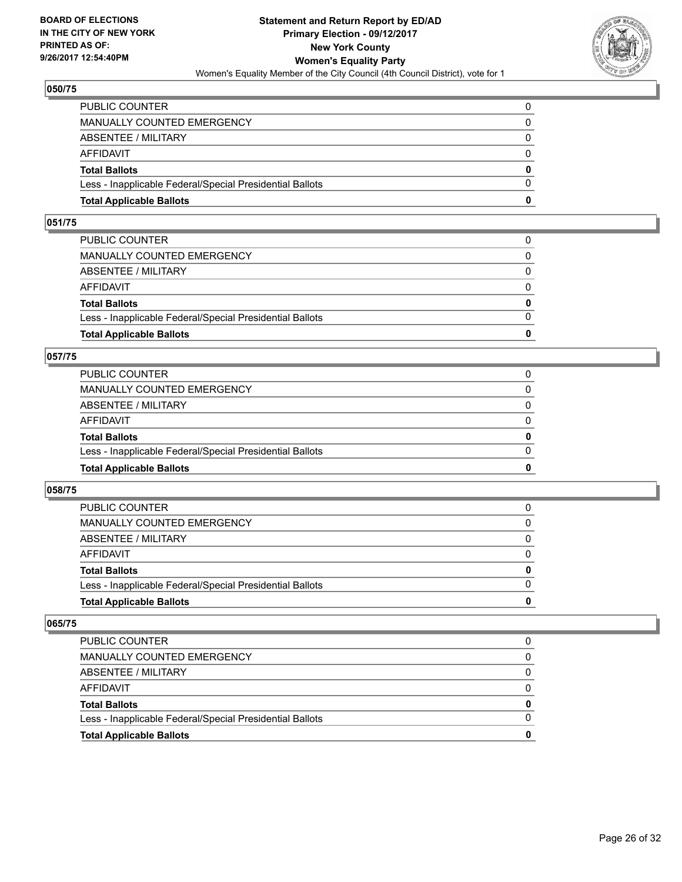**BOARD OF ELECTIONS IN THE CITY OF NEW YORK PRINTED AS OF: 9/26/2017 12:54:40PM**

**Statement and Return Report by ED/AD Primary Election - 09/12/2017 New York County Women's Equality Party**

Women's Equality Member of the City Council (4th Council District), vote for 1

### 050/75

| | |
|---|---|
| PUBLIC COUNTER | 0 |
| MANUALLY COUNTED EMERGENCY | 0 |
| ABSENTEE / MILITARY | 0 |
| AFFIDAVIT | 0 |
| **Total Ballots** | **0** |
| Less - Inapplicable Federal/Special Presidential Ballots | 0 |
| **Total Applicable Ballots** | **0** |

### 051/75

| | |
|---|---|
| PUBLIC COUNTER | 0 |
| MANUALLY COUNTED EMERGENCY | 0 |
| ABSENTEE / MILITARY | 0 |
| AFFIDAVIT | 0 |
| **Total Ballots** | **0** |
| Less - Inapplicable Federal/Special Presidential Ballots | 0 |
| **Total Applicable Ballots** | **0** |

### 057/75

| | |
|---|---|
| PUBLIC COUNTER | 0 |
| MANUALLY COUNTED EMERGENCY | 0 |
| ABSENTEE / MILITARY | 0 |
| AFFIDAVIT | 0 |
| **Total Ballots** | **0** |
| Less - Inapplicable Federal/Special Presidential Ballots | 0 |
| **Total Applicable Ballots** | **0** |

### 058/75

| | |
|---|---|
| PUBLIC COUNTER | 0 |
| MANUALLY COUNTED EMERGENCY | 0 |
| ABSENTEE / MILITARY | 0 |
| AFFIDAVIT | 0 |
| **Total Ballots** | **0** |
| Less - Inapplicable Federal/Special Presidential Ballots | 0 |
| **Total Applicable Ballots** | **0** |

### 065/75

| | |
|---|---|
| PUBLIC COUNTER | 0 |
| MANUALLY COUNTED EMERGENCY | 0 |
| ABSENTEE / MILITARY | 0 |
| AFFIDAVIT | 0 |
| **Total Ballots** | **0** |
| Less - Inapplicable Federal/Special Presidential Ballots | 0 |
| **Total Applicable Ballots** | **0** |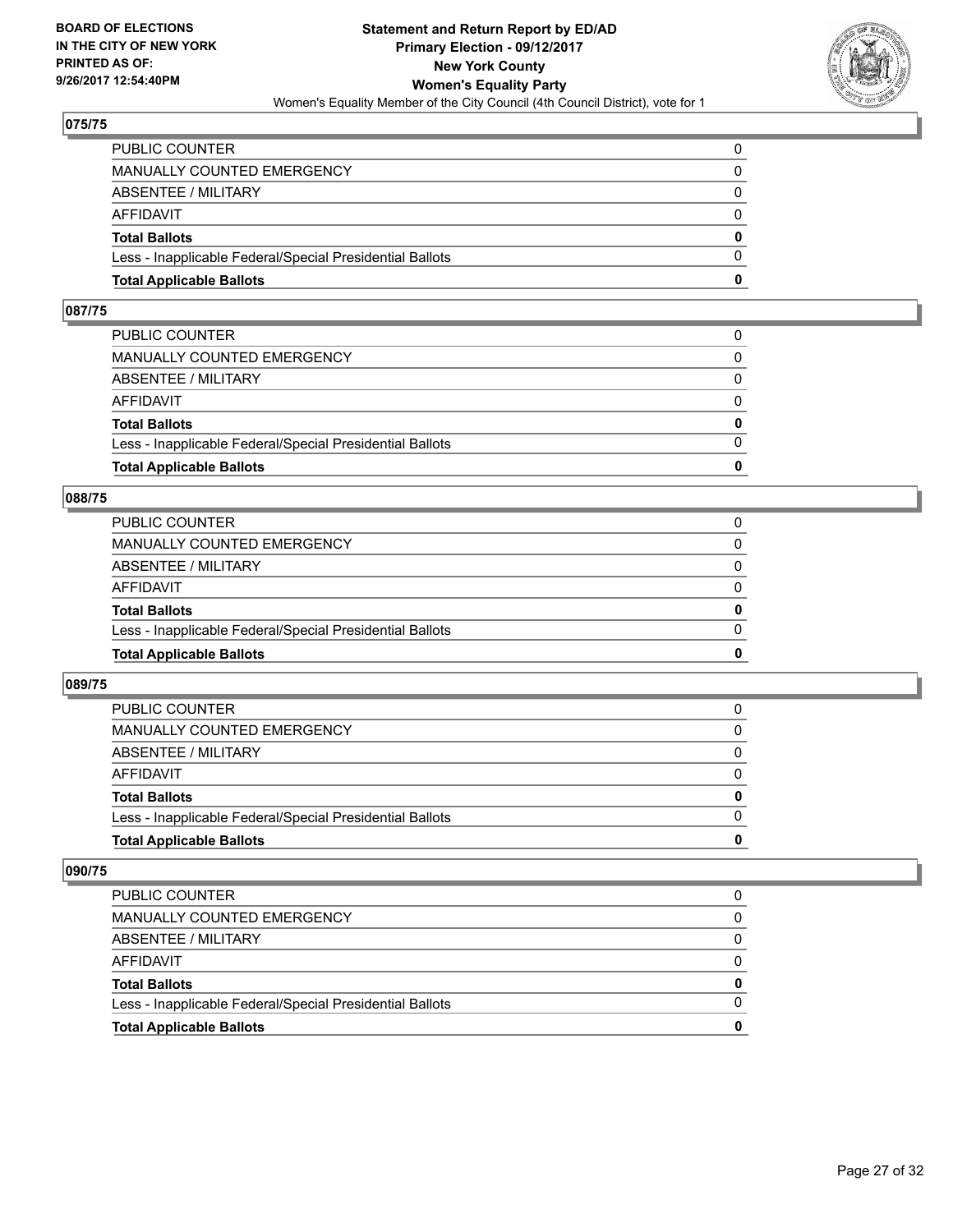**BOARD OF ELECTIONS IN THE CITY OF NEW YORK PRINTED AS OF: 9/26/2017 12:54:40PM**

**Statement and Return Report by ED/AD**
**Primary Election - 09/12/2017**
**New York County**
**Women's Equality Party**
Women's Equality Member of the City Council (4th Council District), vote for 1

## 075/75

| | |
|---|---|
| PUBLIC COUNTER | 0 |
| MANUALLY COUNTED EMERGENCY | 0 |
| ABSENTEE / MILITARY | 0 |
| AFFIDAVIT | 0 |
| **Total Ballots** | **0** |
| Less - Inapplicable Federal/Special Presidential Ballots | 0 |
| **Total Applicable Ballots** | **0** |

## 087/75

| | |
|---|---|
| PUBLIC COUNTER | 0 |
| MANUALLY COUNTED EMERGENCY | 0 |
| ABSENTEE / MILITARY | 0 |
| AFFIDAVIT | 0 |
| **Total Ballots** | **0** |
| Less - Inapplicable Federal/Special Presidential Ballots | 0 |
| **Total Applicable Ballots** | **0** |

## 088/75

| | |
|---|---|
| PUBLIC COUNTER | 0 |
| MANUALLY COUNTED EMERGENCY | 0 |
| ABSENTEE / MILITARY | 0 |
| AFFIDAVIT | 0 |
| **Total Ballots** | **0** |
| Less - Inapplicable Federal/Special Presidential Ballots | 0 |
| **Total Applicable Ballots** | **0** |

## 089/75

| | |
|---|---|
| PUBLIC COUNTER | 0 |
| MANUALLY COUNTED EMERGENCY | 0 |
| ABSENTEE / MILITARY | 0 |
| AFFIDAVIT | 0 |
| **Total Ballots** | **0** |
| Less - Inapplicable Federal/Special Presidential Ballots | 0 |
| **Total Applicable Ballots** | **0** |

## 090/75

| | |
|---|---|
| PUBLIC COUNTER | 0 |
| MANUALLY COUNTED EMERGENCY | 0 |
| ABSENTEE / MILITARY | 0 |
| AFFIDAVIT | 0 |
| **Total Ballots** | **0** |
| Less - Inapplicable Federal/Special Presidential Ballots | 0 |
| **Total Applicable Ballots** | **0** |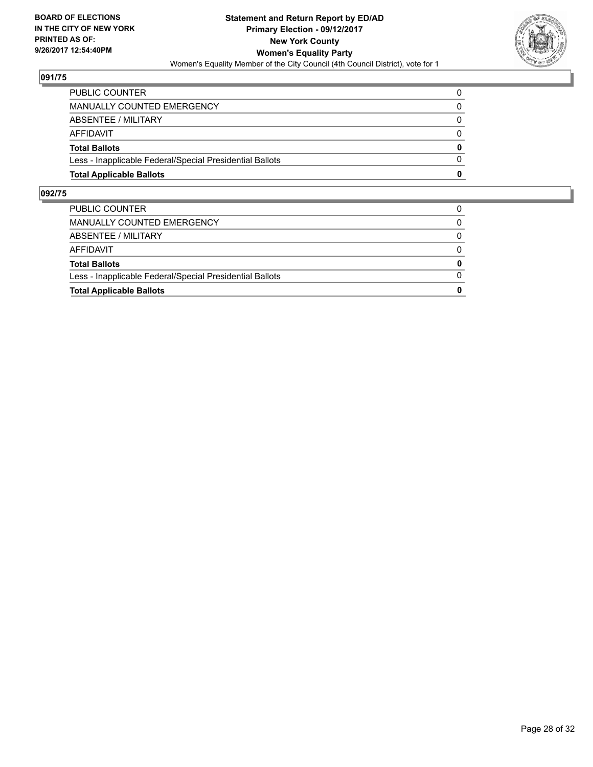**BOARD OF ELECTIONS IN THE CITY OF NEW YORK PRINTED AS OF: 9/26/2017 12:54:40PM**

**Statement and Return Report by ED/AD**
**Primary Election - 09/12/2017**
**New York County**
**Women's Equality Party**
Women's Equality Member of the City Council (4th Council District), vote for 1

### 091/75

| | |
|---|---|
| PUBLIC COUNTER | 0 |
| MANUALLY COUNTED EMERGENCY | 0 |
| ABSENTEE / MILITARY | 0 |
| AFFIDAVIT | 0 |
| **Total Ballots** | **0** |
| Less - Inapplicable Federal/Special Presidential Ballots | 0 |
| **Total Applicable Ballots** | **0** |

### 092/75

| | |
|---|---|
| PUBLIC COUNTER | 0 |
| MANUALLY COUNTED EMERGENCY | 0 |
| ABSENTEE / MILITARY | 0 |
| AFFIDAVIT | 0 |
| **Total Ballots** | **0** |
| Less - Inapplicable Federal/Special Presidential Ballots | 0 |
| **Total Applicable Ballots** | **0** |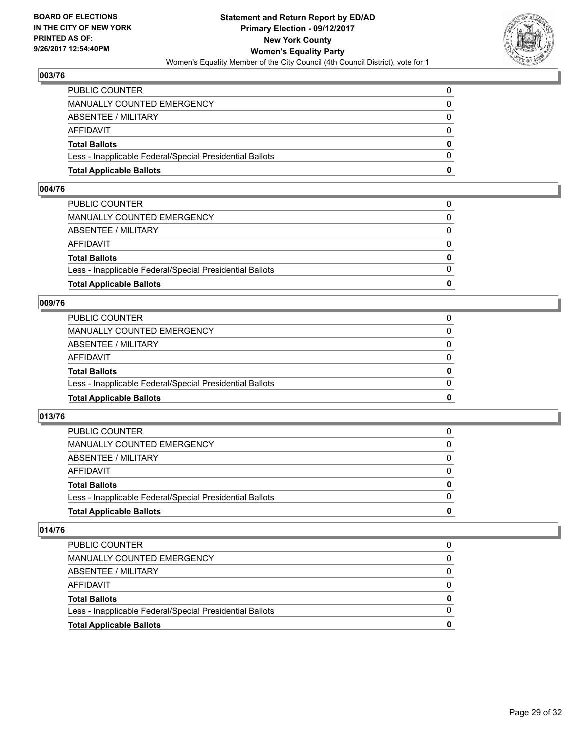**BOARD OF ELECTIONS IN THE CITY OF NEW YORK PRINTED AS OF: 9/26/2017 12:54:40PM**

**Statement and Return Report by ED/AD Primary Election - 09/12/2017 New York County Women's Equality Party**

Women's Equality Member of the City Council (4th Council District), vote for 1

## 003/76

| | |
|---|---|
| PUBLIC COUNTER | 0 |
| MANUALLY COUNTED EMERGENCY | 0 |
| ABSENTEE / MILITARY | 0 |
| AFFIDAVIT | 0 |
| **Total Ballots** | **0** |
| Less - Inapplicable Federal/Special Presidential Ballots | 0 |
| **Total Applicable Ballots** | **0** |

## 004/76

| | |
|---|---|
| PUBLIC COUNTER | 0 |
| MANUALLY COUNTED EMERGENCY | 0 |
| ABSENTEE / MILITARY | 0 |
| AFFIDAVIT | 0 |
| **Total Ballots** | **0** |
| Less - Inapplicable Federal/Special Presidential Ballots | 0 |
| **Total Applicable Ballots** | **0** |

## 009/76

| | |
|---|---|
| PUBLIC COUNTER | 0 |
| MANUALLY COUNTED EMERGENCY | 0 |
| ABSENTEE / MILITARY | 0 |
| AFFIDAVIT | 0 |
| **Total Ballots** | **0** |
| Less - Inapplicable Federal/Special Presidential Ballots | 0 |
| **Total Applicable Ballots** | **0** |

## 013/76

| | |
|---|---|
| PUBLIC COUNTER | 0 |
| MANUALLY COUNTED EMERGENCY | 0 |
| ABSENTEE / MILITARY | 0 |
| AFFIDAVIT | 0 |
| **Total Ballots** | **0** |
| Less - Inapplicable Federal/Special Presidential Ballots | 0 |
| **Total Applicable Ballots** | **0** |

## 014/76

| | |
|---|---|
| PUBLIC COUNTER | 0 |
| MANUALLY COUNTED EMERGENCY | 0 |
| ABSENTEE / MILITARY | 0 |
| AFFIDAVIT | 0 |
| **Total Ballots** | **0** |
| Less - Inapplicable Federal/Special Presidential Ballots | 0 |
| **Total Applicable Ballots** | **0** |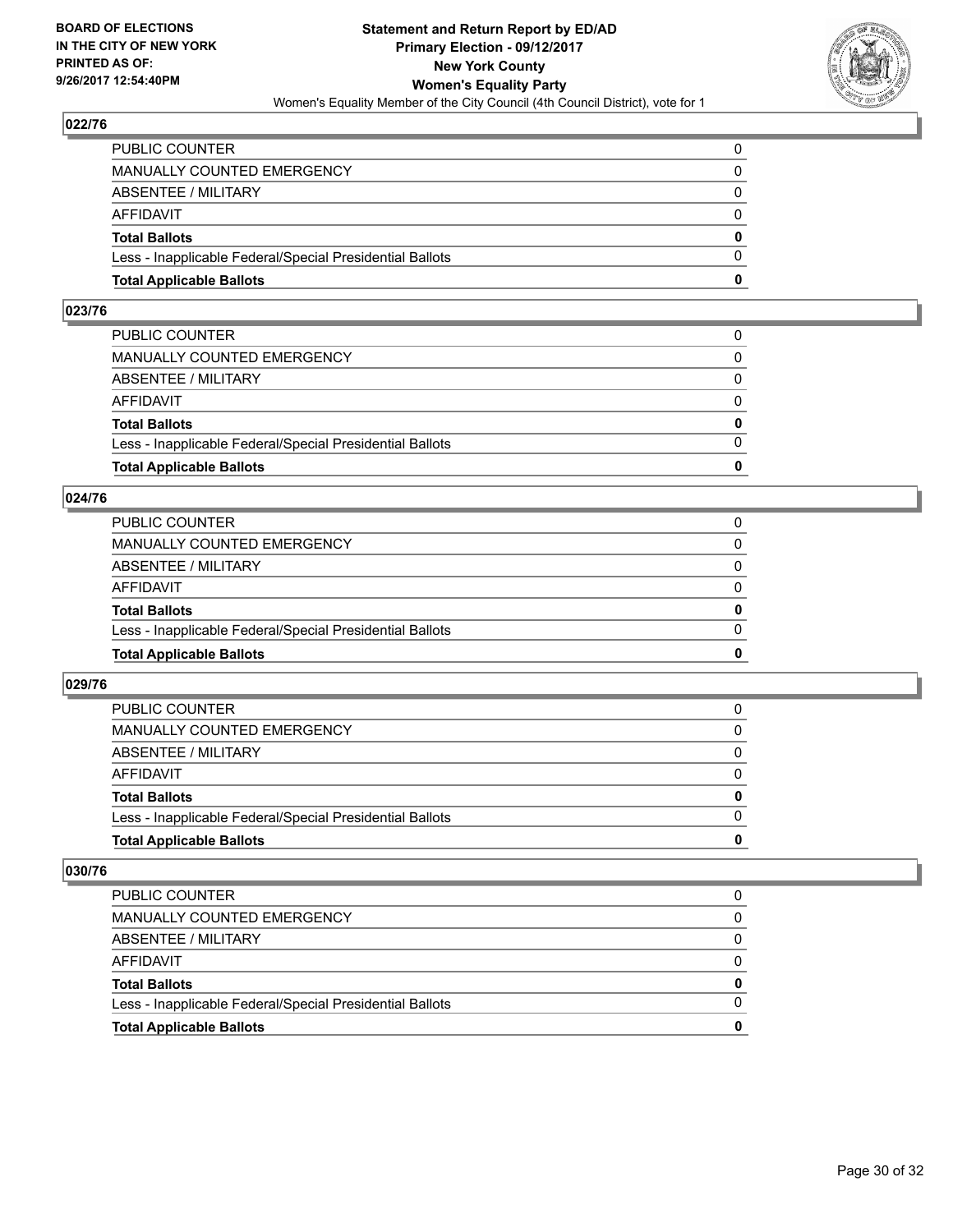## 022/76

| | |
|---|---|
| PUBLIC COUNTER | 0 |
| MANUALLY COUNTED EMERGENCY | 0 |
| ABSENTEE / MILITARY | 0 |
| AFFIDAVIT | 0 |
| **Total Ballots** | **0** |
| Less - Inapplicable Federal/Special Presidential Ballots | 0 |
| **Total Applicable Ballots** | **0** |

## 023/76

| | |
|---|---|
| PUBLIC COUNTER | 0 |
| MANUALLY COUNTED EMERGENCY | 0 |
| ABSENTEE / MILITARY | 0 |
| AFFIDAVIT | 0 |
| **Total Ballots** | **0** |
| Less - Inapplicable Federal/Special Presidential Ballots | 0 |
| **Total Applicable Ballots** | **0** |

## 024/76

| | |
|---|---|
| PUBLIC COUNTER | 0 |
| MANUALLY COUNTED EMERGENCY | 0 |
| ABSENTEE / MILITARY | 0 |
| AFFIDAVIT | 0 |
| **Total Ballots** | **0** |
| Less - Inapplicable Federal/Special Presidential Ballots | 0 |
| **Total Applicable Ballots** | **0** |

## 029/76

| | |
|---|---|
| PUBLIC COUNTER | 0 |
| MANUALLY COUNTED EMERGENCY | 0 |
| ABSENTEE / MILITARY | 0 |
| AFFIDAVIT | 0 |
| **Total Ballots** | **0** |
| Less - Inapplicable Federal/Special Presidential Ballots | 0 |
| **Total Applicable Ballots** | **0** |

## 030/76

| | |
|---|---|
| PUBLIC COUNTER | 0 |
| MANUALLY COUNTED EMERGENCY | 0 |
| ABSENTEE / MILITARY | 0 |
| AFFIDAVIT | 0 |
| **Total Ballots** | **0** |
| Less - Inapplicable Federal/Special Presidential Ballots | 0 |
| **Total Applicable Ballots** | **0** |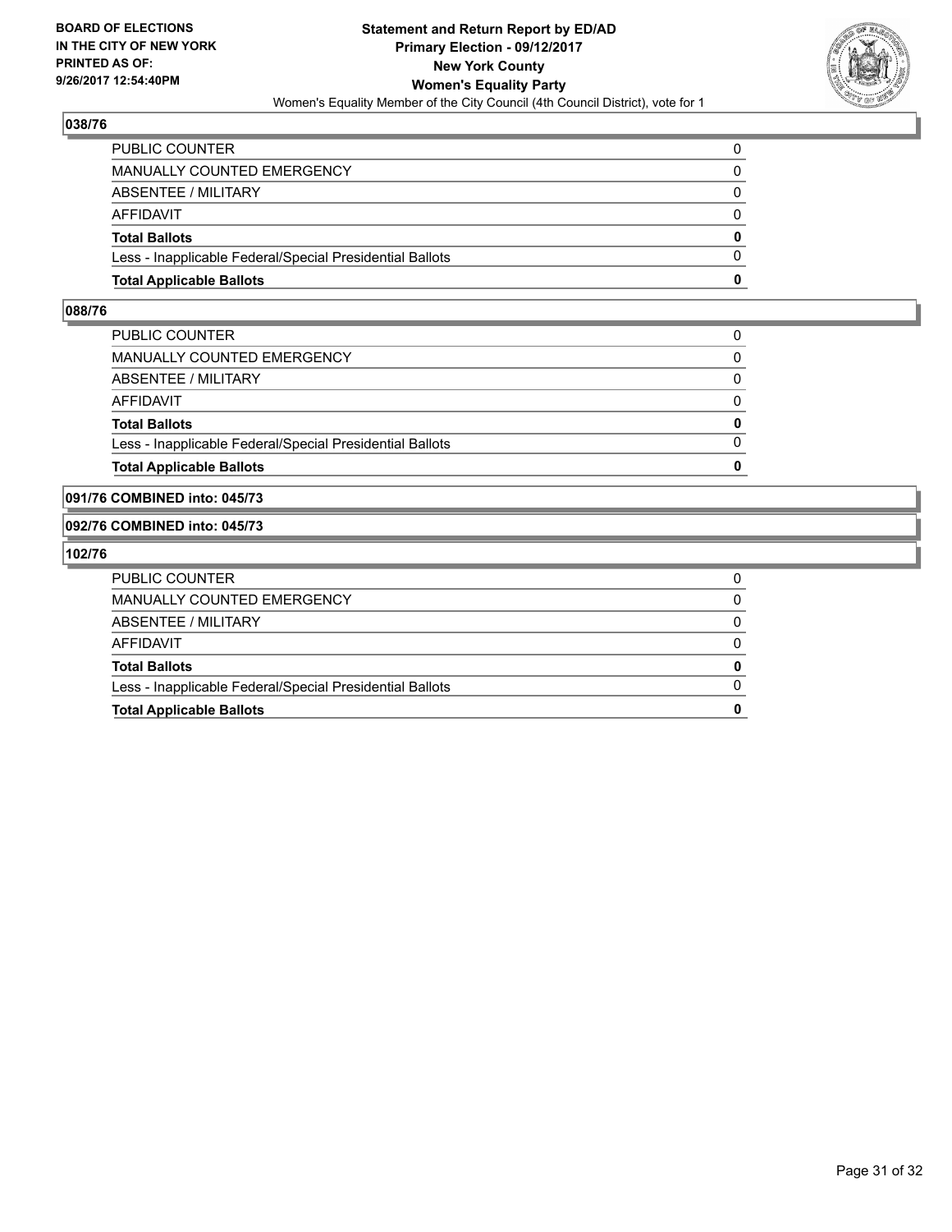**038/76**

| | |
|---|---|
| PUBLIC COUNTER | 0 |
| MANUALLY COUNTED EMERGENCY | 0 |
| ABSENTEE / MILITARY | 0 |
| AFFIDAVIT | 0 |
| **Total Ballots** | **0** |
| Less - Inapplicable Federal/Special Presidential Ballots | 0 |
| **Total Applicable Ballots** | **0** |

**088/76**

| | |
|---|---|
| PUBLIC COUNTER | 0 |
| MANUALLY COUNTED EMERGENCY | 0 |
| ABSENTEE / MILITARY | 0 |
| AFFIDAVIT | 0 |
| **Total Ballots** | **0** |
| Less - Inapplicable Federal/Special Presidential Ballots | 0 |
| **Total Applicable Ballots** | **0** |

**091/76 COMBINED into: 045/73**

**092/76 COMBINED into: 045/73**

**102/76**

| | |
|---|---|
| PUBLIC COUNTER | 0 |
| MANUALLY COUNTED EMERGENCY | 0 |
| ABSENTEE / MILITARY | 0 |
| AFFIDAVIT | 0 |
| **Total Ballots** | **0** |
| Less - Inapplicable Federal/Special Presidential Ballots | 0 |
| **Total Applicable Ballots** | **0** |